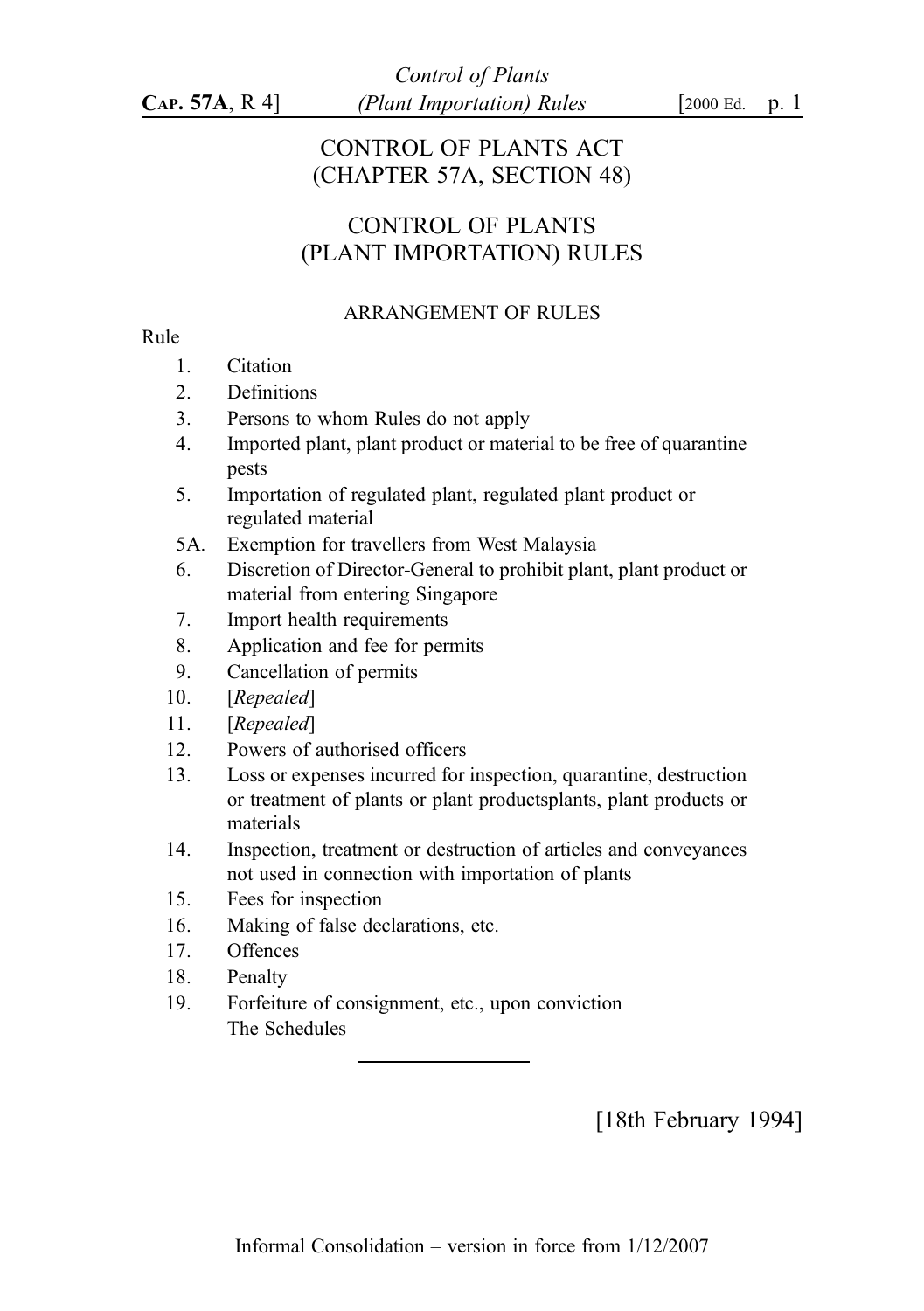# CONTROL OF PLANTS ACT
# (CHAPTER 57A, SECTION 48)

## CONTROL OF PLANTS (PLANT IMPORTATION) RULES

### ARRANGEMENT OF RULES

Rule

1. Citation
2. Definitions
3. Persons to whom Rules do not apply
4. Imported plant, plant product or material to be free of quarantine pests
5. Importation of regulated plant, regulated plant product or regulated material

5A. Exemption for travellers from West Malaysia

6. Discretion of Director-General to prohibit plant, plant product or material from entering Singapore
7. Import health requirements
8. Application and fee for permits
9. Cancellation of permits
10. [*Repealed*]
11. [*Repealed*]
12. Powers of authorised officers
13. Loss or expenses incurred for inspection, quarantine, destruction or treatment of plants or plant productsplants, plant products or materials
14. Inspection, treatment or destruction of articles and conveyances not used in connection with importation of plants
15. Fees for inspection
16. Making of false declarations, etc.
17. Offences
18. Penalty
19. Forfeiture of consignment, etc., upon conviction

The Schedules

---

[18th February 1994]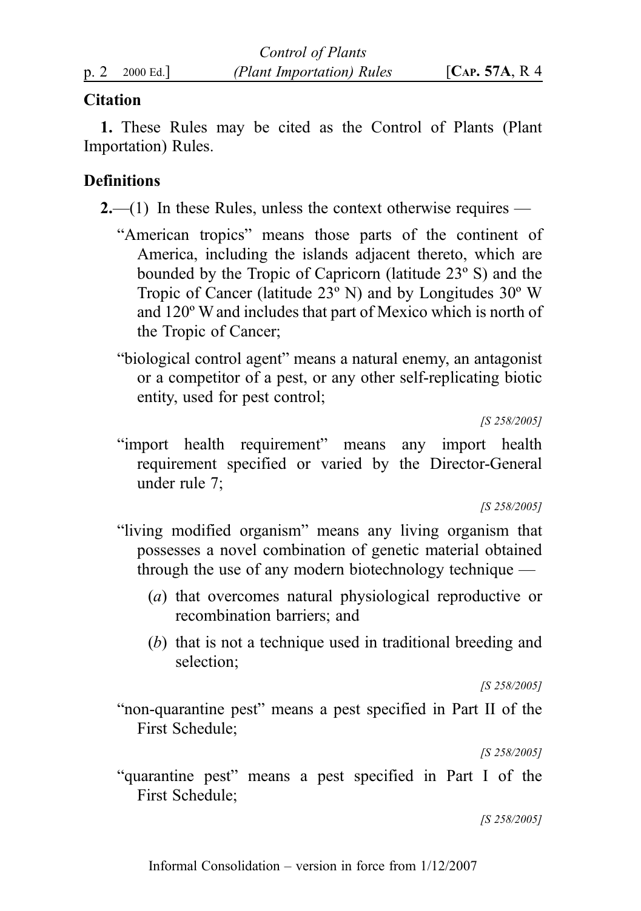## Citation

**1.** These Rules may be cited as the Control of Plants (Plant Importation) Rules.

## Definitions

**2.**—(1) In these Rules, unless the context otherwise requires —

"American tropics" means those parts of the continent of America, including the islands adjacent thereto, which are bounded by the Tropic of Capricorn (latitude 23º S) and the Tropic of Cancer (latitude 23º N) and by Longitudes 30º W and 120º W and includes that part of Mexico which is north of the Tropic of Cancer;

"biological control agent" means a natural enemy, an antagonist or a competitor of a pest, or any other self-replicating biotic entity, used for pest control;

*[S 258/2005]*

"import health requirement" means any import health requirement specified or varied by the Director-General under rule 7;

*[S 258/2005]*

"living modified organism" means any living organism that possesses a novel combination of genetic material obtained through the use of any modern biotechnology technique —

(*a*) that overcomes natural physiological reproductive or recombination barriers; and

(*b*) that is not a technique used in traditional breeding and selection;

*[S 258/2005]*

"non-quarantine pest" means a pest specified in Part II of the First Schedule;

*[S 258/2005]*

"quarantine pest" means a pest specified in Part I of the First Schedule;

*[S 258/2005]*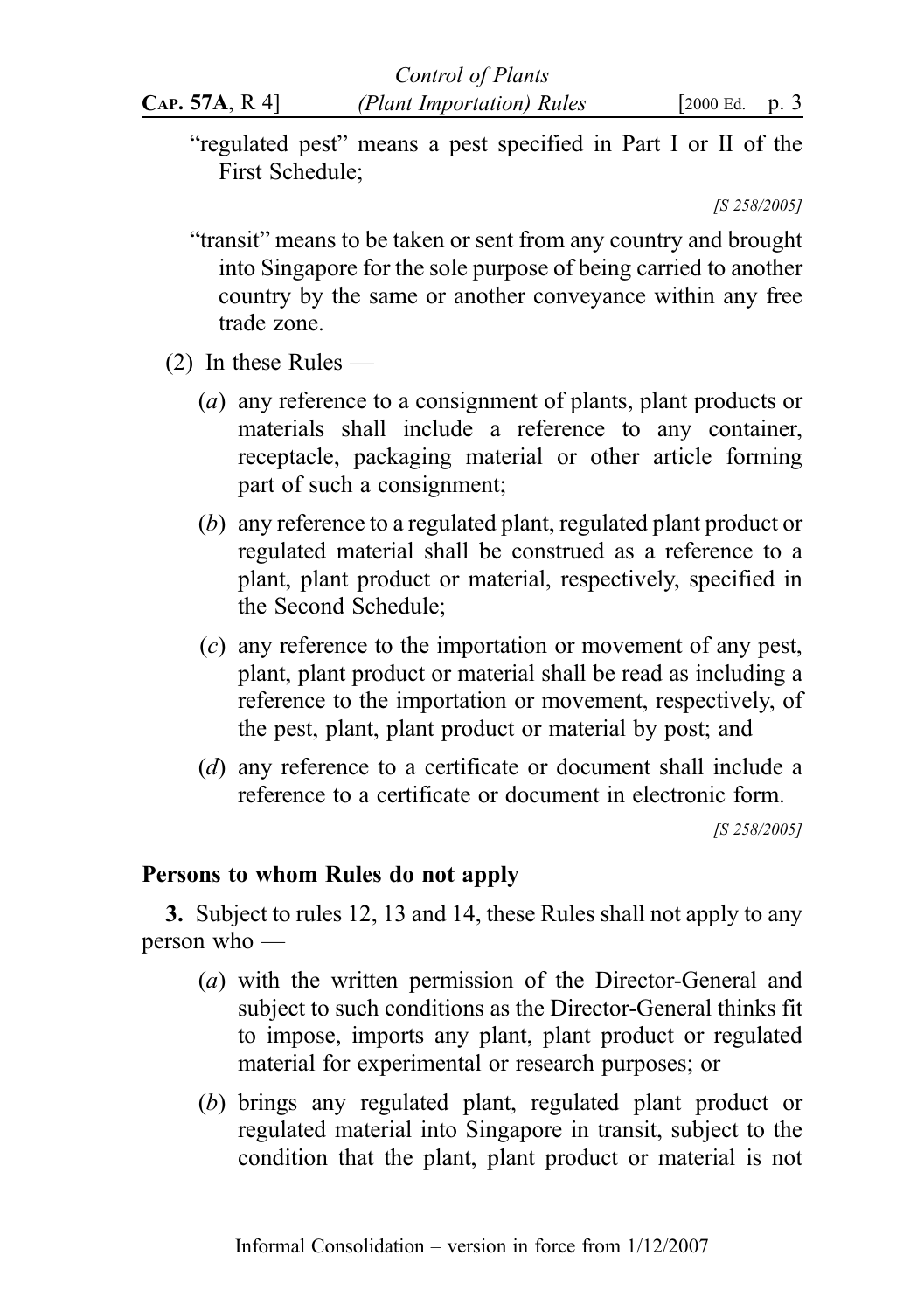"regulated pest" means a pest specified in Part I or II of the First Schedule;

*[S 258/2005]*

"transit" means to be taken or sent from any country and brought into Singapore for the sole purpose of being carried to another country by the same or another conveyance within any free trade zone.

(2) In these Rules —

(*a*) any reference to a consignment of plants, plant products or materials shall include a reference to any container, receptacle, packaging material or other article forming part of such a consignment;

(*b*) any reference to a regulated plant, regulated plant product or regulated material shall be construed as a reference to a plant, plant product or material, respectively, specified in the Second Schedule;

(*c*) any reference to the importation or movement of any pest, plant, plant product or material shall be read as including a reference to the importation or movement, respectively, of the pest, plant, plant product or material by post; and

(*d*) any reference to a certificate or document shall include a reference to a certificate or document in electronic form.

*[S 258/2005]*

**Persons to whom Rules do not apply**

**3.** Subject to rules 12, 13 and 14, these Rules shall not apply to any person who —

(*a*) with the written permission of the Director-General and subject to such conditions as the Director-General thinks fit to impose, imports any plant, plant product or regulated material for experimental or research purposes; or

(*b*) brings any regulated plant, regulated plant product or regulated material into Singapore in transit, subject to the condition that the plant, plant product or material is not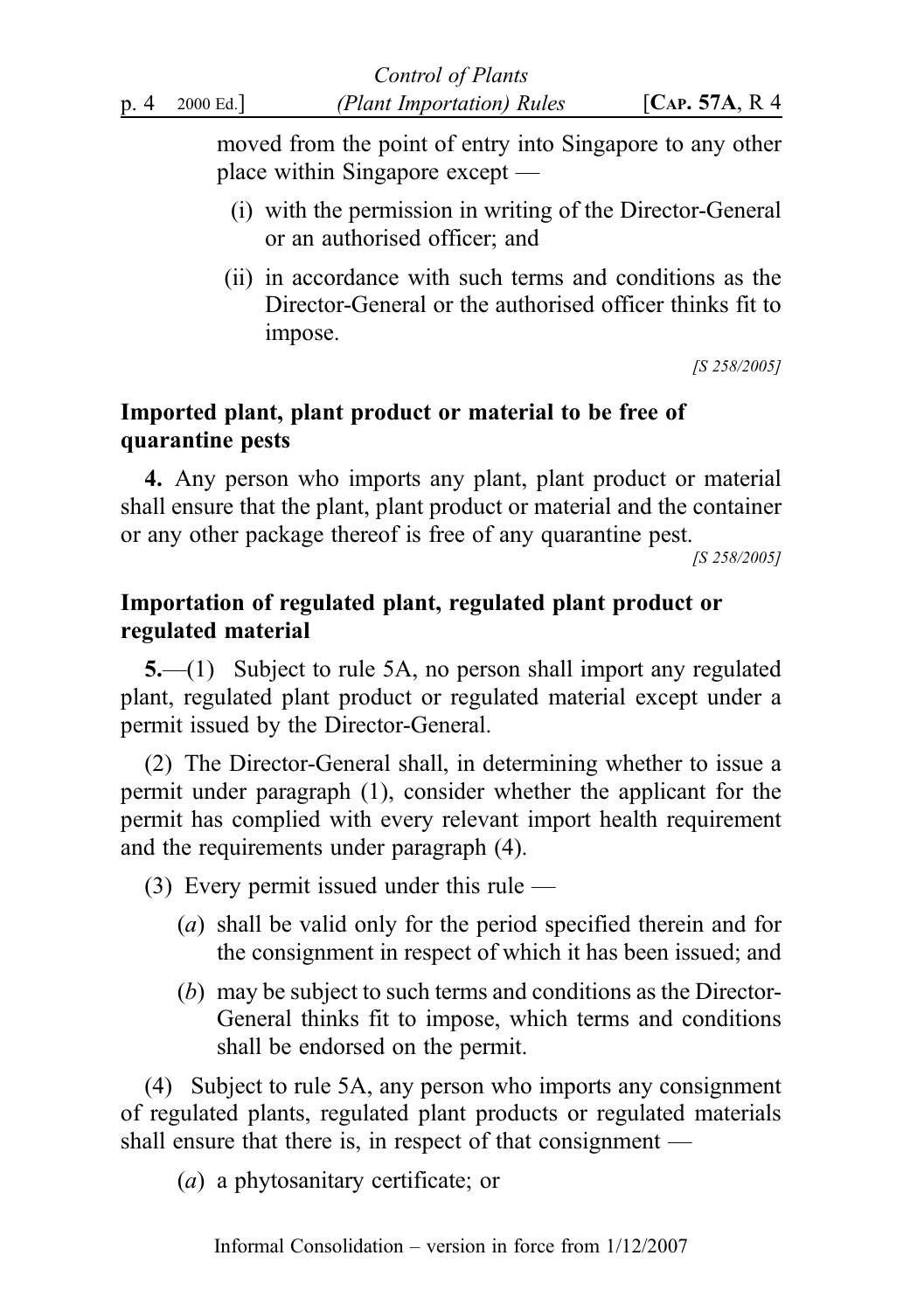moved from the point of entry into Singapore to any other place within Singapore except —

(i) with the permission in writing of the Director-General or an authorised officer; and

(ii) in accordance with such terms and conditions as the Director-General or the authorised officer thinks fit to impose.

[S 258/2005]

### Imported plant, plant product or material to be free of quarantine pests

**4.** Any person who imports any plant, plant product or material shall ensure that the plant, plant product or material and the container or any other package thereof is free of any quarantine pest.

[S 258/2005]

### Importation of regulated plant, regulated plant product or regulated material

**5.**—(1) Subject to rule 5A, no person shall import any regulated plant, regulated plant product or regulated material except under a permit issued by the Director-General.

(2) The Director-General shall, in determining whether to issue a permit under paragraph (1), consider whether the applicant for the permit has complied with every relevant import health requirement and the requirements under paragraph (4).

(3) Every permit issued under this rule —

(*a*) shall be valid only for the period specified therein and for the consignment in respect of which it has been issued; and

(*b*) may be subject to such terms and conditions as the Director-General thinks fit to impose, which terms and conditions shall be endorsed on the permit.

(4) Subject to rule 5A, any person who imports any consignment of regulated plants, regulated plant products or regulated materials shall ensure that there is, in respect of that consignment —

(*a*) a phytosanitary certificate; or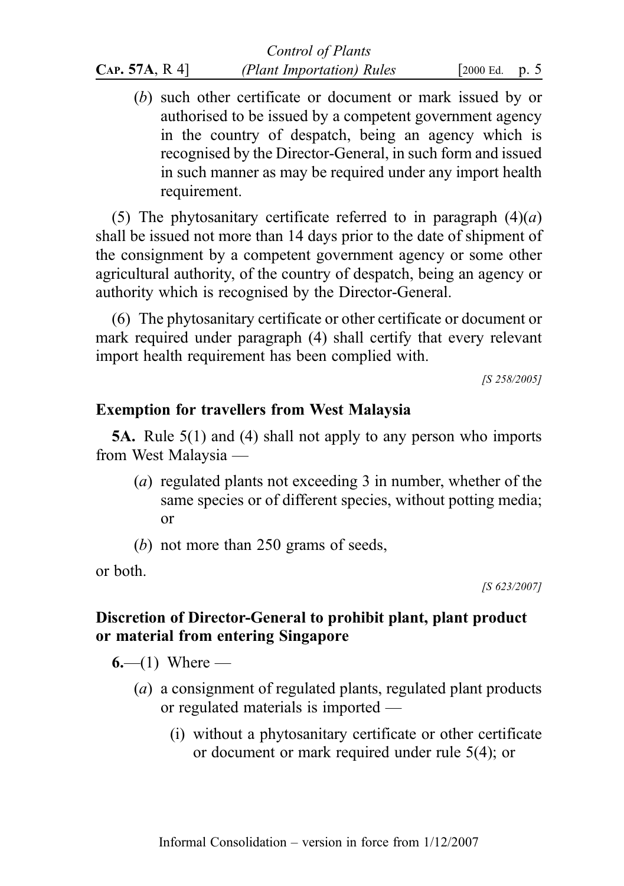(*b*) such other certificate or document or mark issued by or authorised to be issued by a competent government agency in the country of despatch, being an agency which is recognised by the Director-General, in such form and issued in such manner as may be required under any import health requirement.

(5) The phytosanitary certificate referred to in paragraph (4)(*a*) shall be issued not more than 14 days prior to the date of shipment of the consignment by a competent government agency or some other agricultural authority, of the country of despatch, being an agency or authority which is recognised by the Director-General.

(6) The phytosanitary certificate or other certificate or document or mark required under paragraph (4) shall certify that every relevant import health requirement has been complied with.

*[S 258/2005]*

**Exemption for travellers from West Malaysia**

**5A.** Rule 5(1) and (4) shall not apply to any person who imports from West Malaysia —

(*a*) regulated plants not exceeding 3 in number, whether of the same species or of different species, without potting media; or

(*b*) not more than 250 grams of seeds,

or both.

*[S 623/2007]*

**Discretion of Director-General to prohibit plant, plant product or material from entering Singapore**

**6.**—(1) Where —

(*a*) a consignment of regulated plants, regulated plant products or regulated materials is imported —

(i) without a phytosanitary certificate or other certificate or document or mark required under rule 5(4); or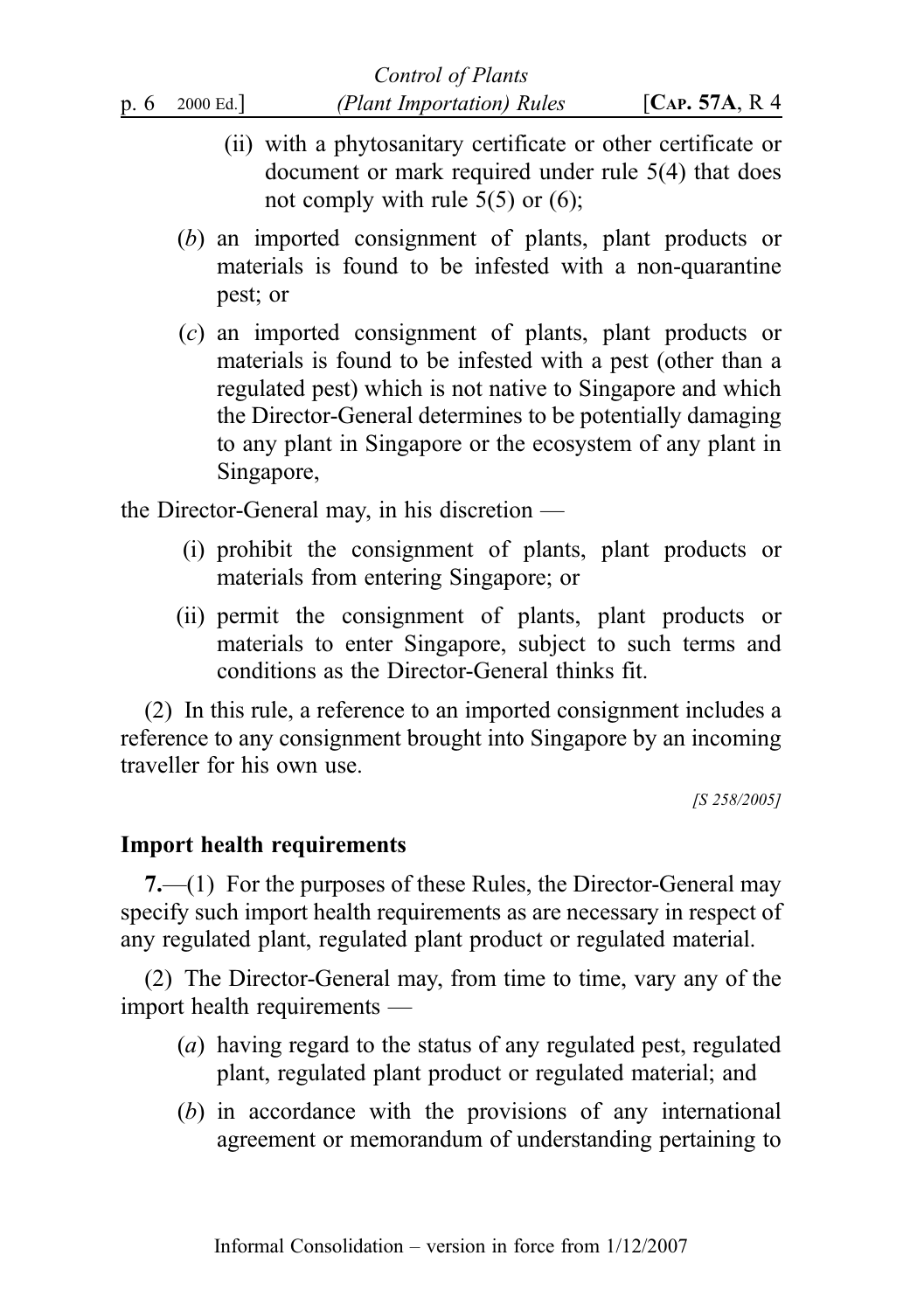(ii) with a phytosanitary certificate or other certificate or document or mark required under rule 5(4) that does not comply with rule 5(5) or (6);

(*b*) an imported consignment of plants, plant products or materials is found to be infested with a non-quarantine pest; or

(*c*) an imported consignment of plants, plant products or materials is found to be infested with a pest (other than a regulated pest) which is not native to Singapore and which the Director-General determines to be potentially damaging to any plant in Singapore or the ecosystem of any plant in Singapore,

the Director-General may, in his discretion —

(i) prohibit the consignment of plants, plant products or materials from entering Singapore; or

(ii) permit the consignment of plants, plant products or materials to enter Singapore, subject to such terms and conditions as the Director-General thinks fit.

(2) In this rule, a reference to an imported consignment includes a reference to any consignment brought into Singapore by an incoming traveller for his own use.

*[S 258/2005]*

**Import health requirements**

**7.**—(1) For the purposes of these Rules, the Director-General may specify such import health requirements as are necessary in respect of any regulated plant, regulated plant product or regulated material.

(2) The Director-General may, from time to time, vary any of the import health requirements —

(*a*) having regard to the status of any regulated pest, regulated plant, regulated plant product or regulated material; and

(*b*) in accordance with the provisions of any international agreement or memorandum of understanding pertaining to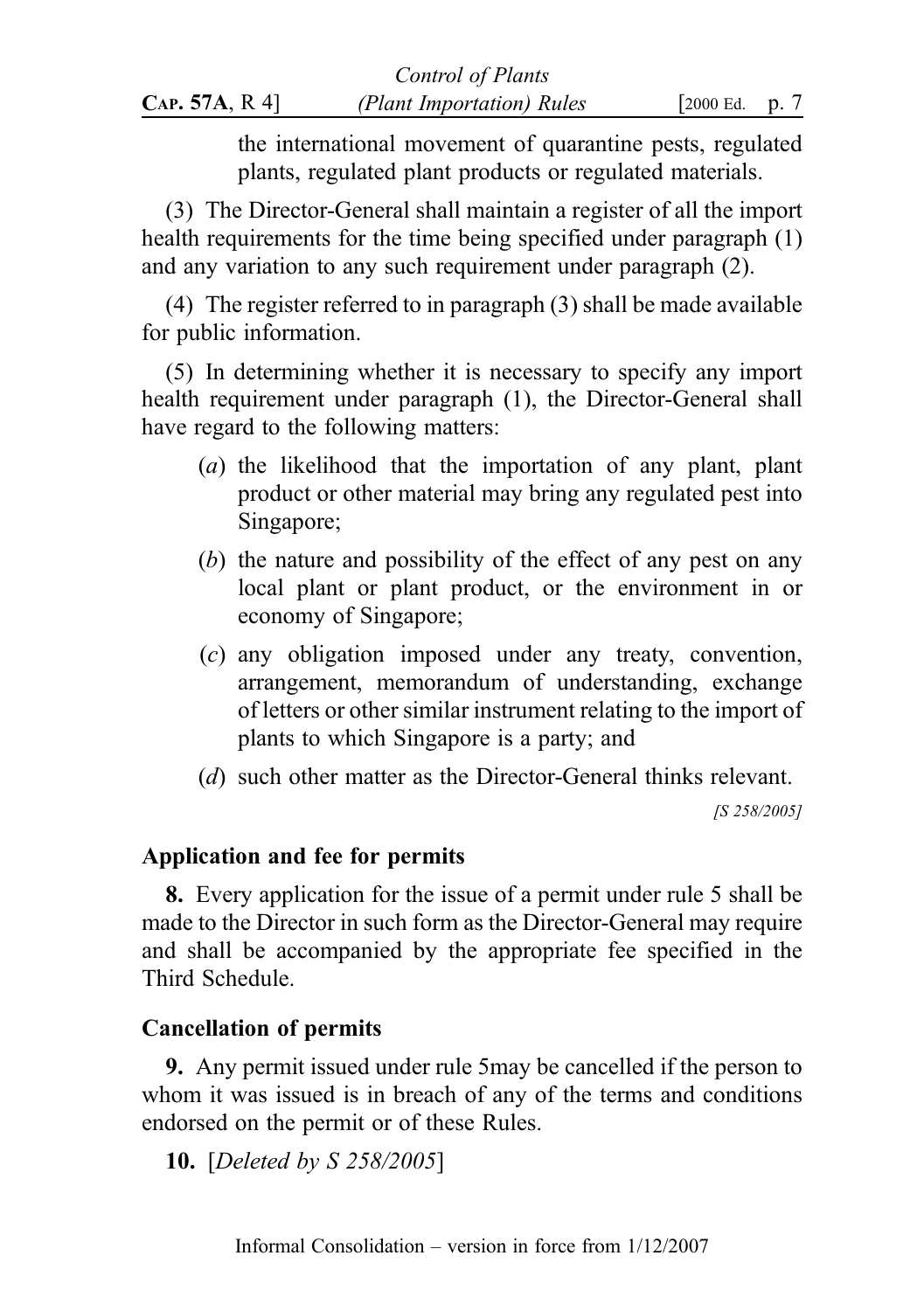the international movement of quarantine pests, regulated plants, regulated plant products or regulated materials.

(3) The Director-General shall maintain a register of all the import health requirements for the time being specified under paragraph (1) and any variation to any such requirement under paragraph (2).

(4) The register referred to in paragraph (3) shall be made available for public information.

(5) In determining whether it is necessary to specify any import health requirement under paragraph (1), the Director-General shall have regard to the following matters:

(*a*) the likelihood that the importation of any plant, plant product or other material may bring any regulated pest into Singapore;

(*b*) the nature and possibility of the effect of any pest on any local plant or plant product, or the environment in or economy of Singapore;

(*c*) any obligation imposed under any treaty, convention, arrangement, memorandum of understanding, exchange of letters or other similar instrument relating to the import of plants to which Singapore is a party; and

(*d*) such other matter as the Director-General thinks relevant.

*[S 258/2005]*

### Application and fee for permits

**8.** Every application for the issue of a permit under rule 5 shall be made to the Director in such form as the Director-General may require and shall be accompanied by the appropriate fee specified in the Third Schedule.

### Cancellation of permits

**9.** Any permit issued under rule 5may be cancelled if the person to whom it was issued is in breach of any of the terms and conditions endorsed on the permit or of these Rules.

**10.** [*Deleted by S 258/2005*]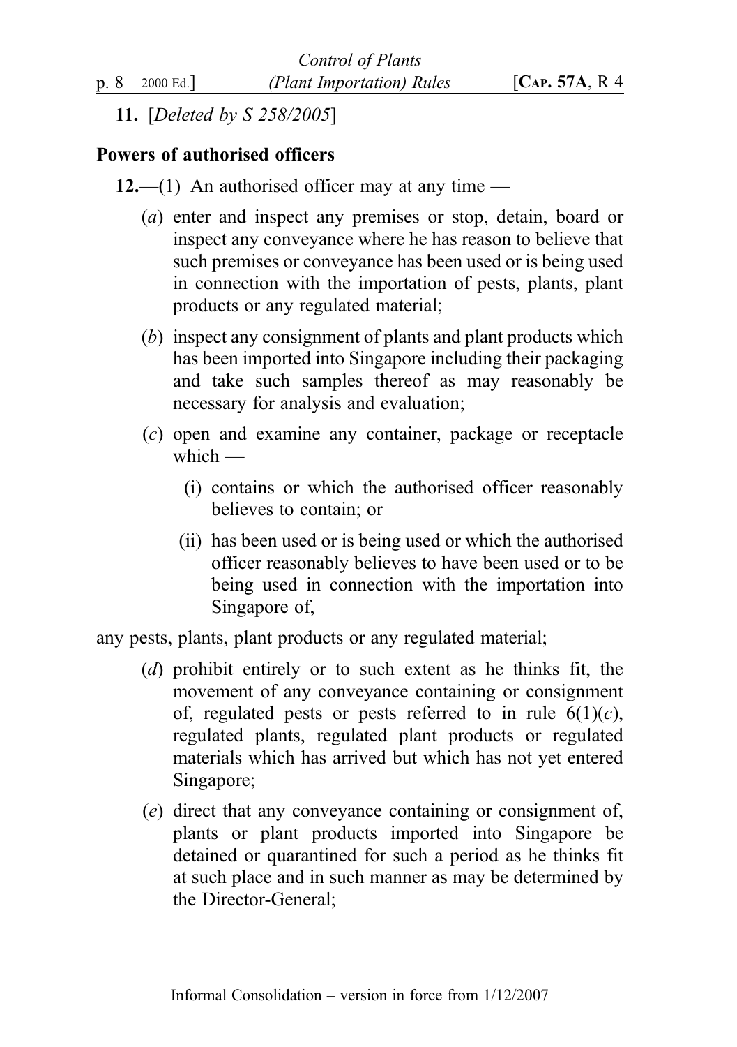**11.** [*Deleted by S 258/2005*]

**Powers of authorised officers**

**12.**—(1) An authorised officer may at any time —

(*a*) enter and inspect any premises or stop, detain, board or inspect any conveyance where he has reason to believe that such premises or conveyance has been used or is being used in connection with the importation of pests, plants, plant products or any regulated material;

(*b*) inspect any consignment of plants and plant products which has been imported into Singapore including their packaging and take such samples thereof as may reasonably be necessary for analysis and evaluation;

(*c*) open and examine any container, package or receptacle which —

(i) contains or which the authorised officer reasonably believes to contain; or

(ii) has been used or is being used or which the authorised officer reasonably believes to have been used or to be being used in connection with the importation into Singapore of,

any pests, plants, plant products or any regulated material;

(*d*) prohibit entirely or to such extent as he thinks fit, the movement of any conveyance containing or consignment of, regulated pests or pests referred to in rule 6(1)(*c*), regulated plants, regulated plant products or regulated materials which has arrived but which has not yet entered Singapore;

(*e*) direct that any conveyance containing or consignment of, plants or plant products imported into Singapore be detained or quarantined for such a period as he thinks fit at such place and in such manner as may be determined by the Director-General;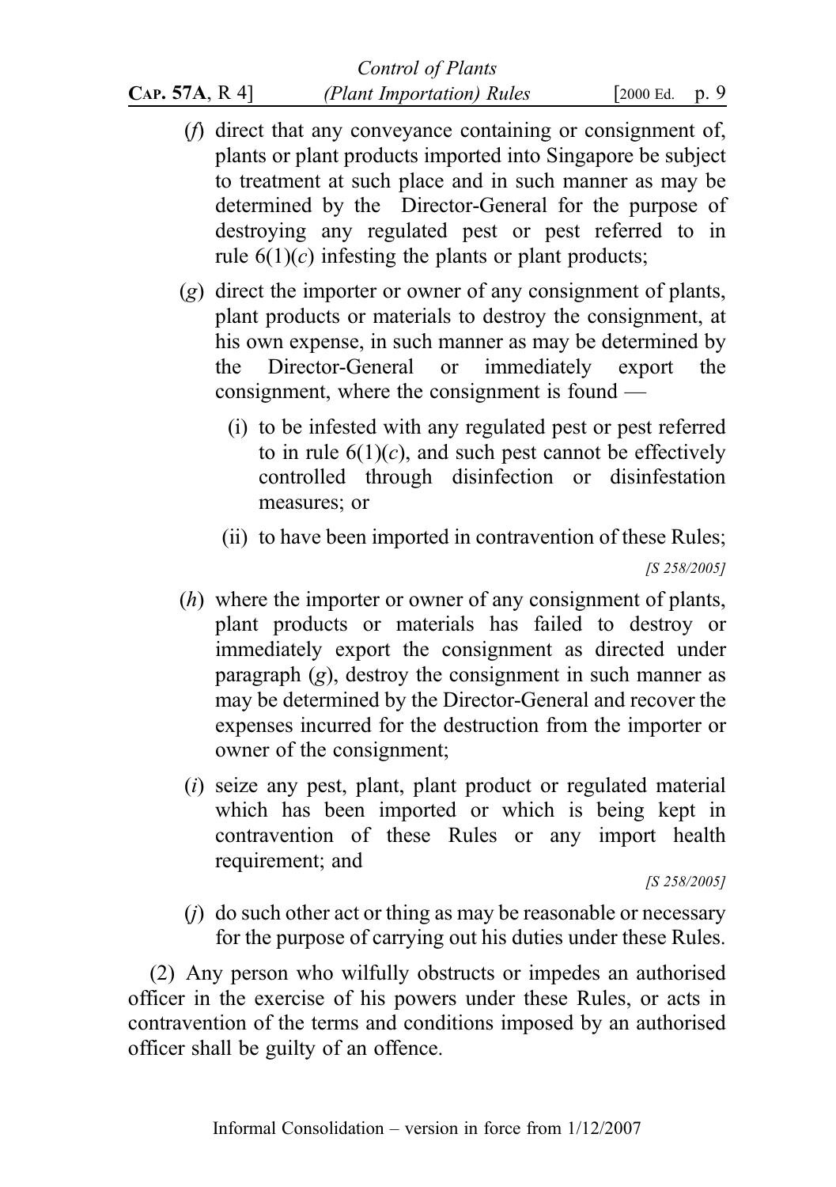(*f*) direct that any conveyance containing or consignment of, plants or plant products imported into Singapore be subject to treatment at such place and in such manner as may be determined by the Director-General for the purpose of destroying any regulated pest or pest referred to in rule 6(1)(*c*) infesting the plants or plant products;

(*g*) direct the importer or owner of any consignment of plants, plant products or materials to destroy the consignment, at his own expense, in such manner as may be determined by the Director-General or immediately export the consignment, where the consignment is found —

(i) to be infested with any regulated pest or pest referred to in rule 6(1)(*c*), and such pest cannot be effectively controlled through disinfection or disinfestation measures; or

(ii) to have been imported in contravention of these Rules;

*[S 258/2005]*

(*h*) where the importer or owner of any consignment of plants, plant products or materials has failed to destroy or immediately export the consignment as directed under paragraph (*g*), destroy the consignment in such manner as may be determined by the Director-General and recover the expenses incurred for the destruction from the importer or owner of the consignment;

(*i*) seize any pest, plant, plant product or regulated material which has been imported or which is being kept in contravention of these Rules or any import health requirement; and

*[S 258/2005]*

(*j*) do such other act or thing as may be reasonable or necessary for the purpose of carrying out his duties under these Rules.

(2) Any person who wilfully obstructs or impedes an authorised officer in the exercise of his powers under these Rules, or acts in contravention of the terms and conditions imposed by an authorised officer shall be guilty of an offence.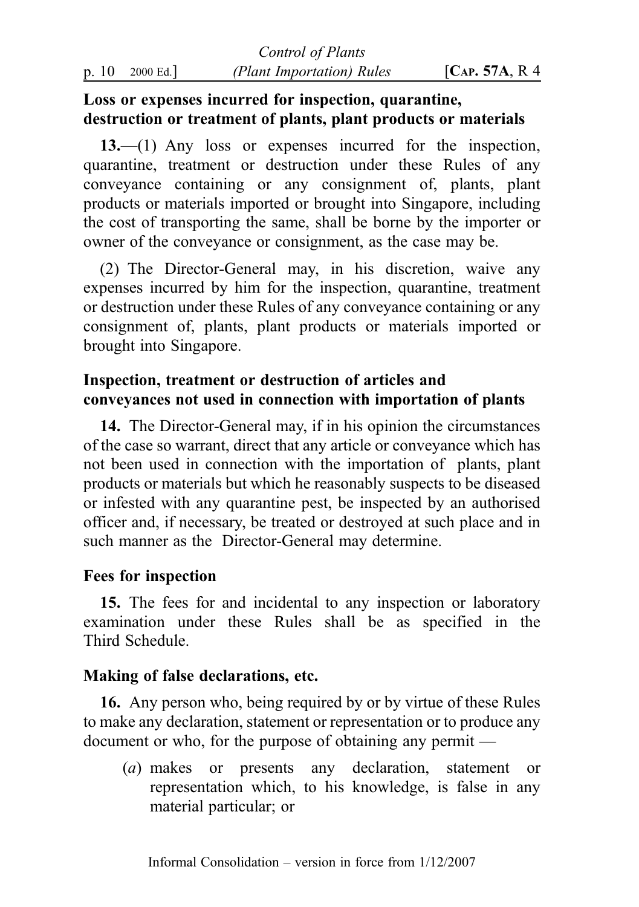**Loss or expenses incurred for inspection, quarantine, destruction or treatment of plants, plant products or materials**

**13.**—(1) Any loss or expenses incurred for the inspection, quarantine, treatment or destruction under these Rules of any conveyance containing or any consignment of, plants, plant products or materials imported or brought into Singapore, including the cost of transporting the same, shall be borne by the importer or owner of the conveyance or consignment, as the case may be.

(2) The Director-General may, in his discretion, waive any expenses incurred by him for the inspection, quarantine, treatment or destruction under these Rules of any conveyance containing or any consignment of, plants, plant products or materials imported or brought into Singapore.

**Inspection, treatment or destruction of articles and conveyances not used in connection with importation of plants**

**14.** The Director-General may, if in his opinion the circumstances of the case so warrant, direct that any article or conveyance which has not been used in connection with the importation of plants, plant products or materials but which he reasonably suspects to be diseased or infested with any quarantine pest, be inspected by an authorised officer and, if necessary, be treated or destroyed at such place and in such manner as the Director-General may determine.

**Fees for inspection**

**15.** The fees for and incidental to any inspection or laboratory examination under these Rules shall be as specified in the Third Schedule.

**Making of false declarations, etc.**

**16.** Any person who, being required by or by virtue of these Rules to make any declaration, statement or representation or to produce any document or who, for the purpose of obtaining any permit —

(*a*) makes or presents any declaration, statement or representation which, to his knowledge, is false in any material particular; or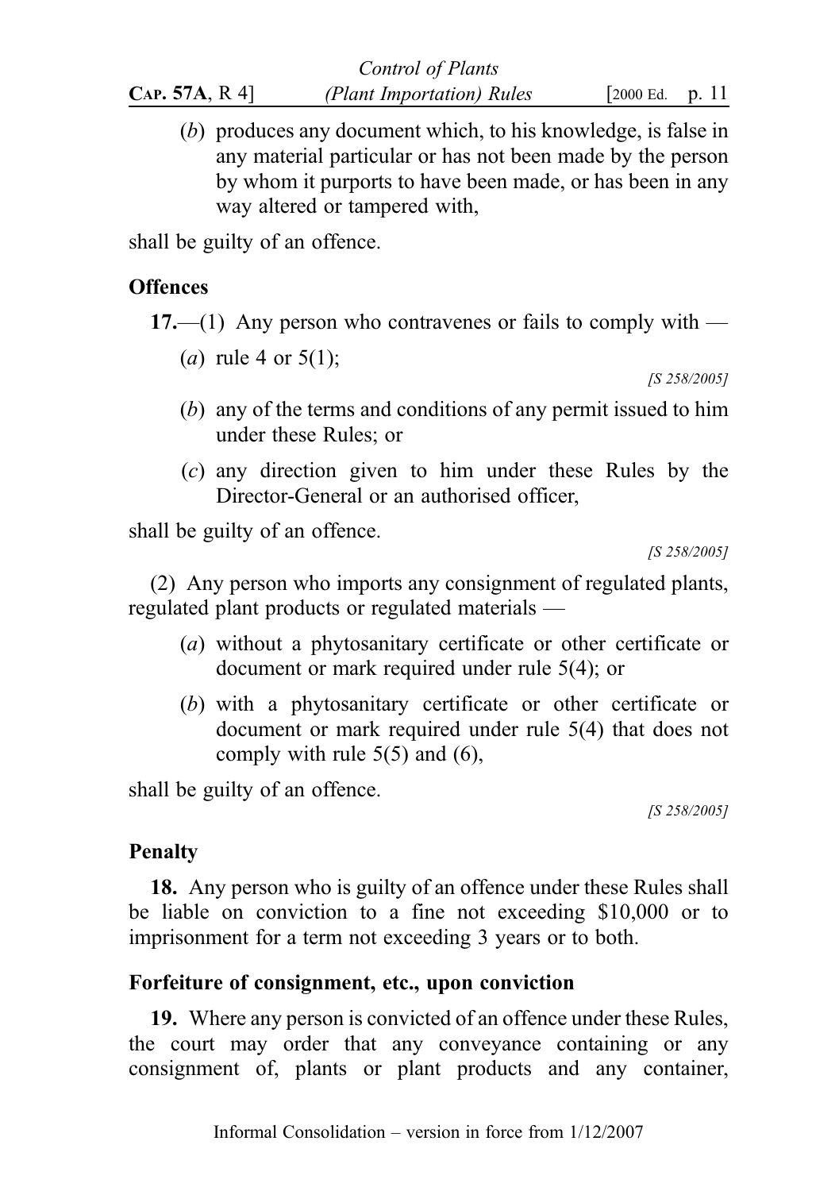(*b*) produces any document which, to his knowledge, is false in any material particular or has not been made by the person by whom it purports to have been made, or has been in any way altered or tampered with,

shall be guilty of an offence.

**Offences**

**17.**—(1) Any person who contravenes or fails to comply with —

(*a*) rule 4 or 5(1);

*[S 258/2005]*

(*b*) any of the terms and conditions of any permit issued to him under these Rules; or

(*c*) any direction given to him under these Rules by the Director-General or an authorised officer,

shall be guilty of an offence.

*[S 258/2005]*

(2) Any person who imports any consignment of regulated plants, regulated plant products or regulated materials —

(*a*) without a phytosanitary certificate or other certificate or document or mark required under rule 5(4); or

(*b*) with a phytosanitary certificate or other certificate or document or mark required under rule 5(4) that does not comply with rule 5(5) and (6),

shall be guilty of an offence.

*[S 258/2005]*

**Penalty**

**18.** Any person who is guilty of an offence under these Rules shall be liable on conviction to a fine not exceeding $10,000 or to imprisonment for a term not exceeding 3 years or to both.

**Forfeiture of consignment, etc., upon conviction**

**19.** Where any person is convicted of an offence under these Rules, the court may order that any conveyance containing or any consignment of, plants or plant products and any container,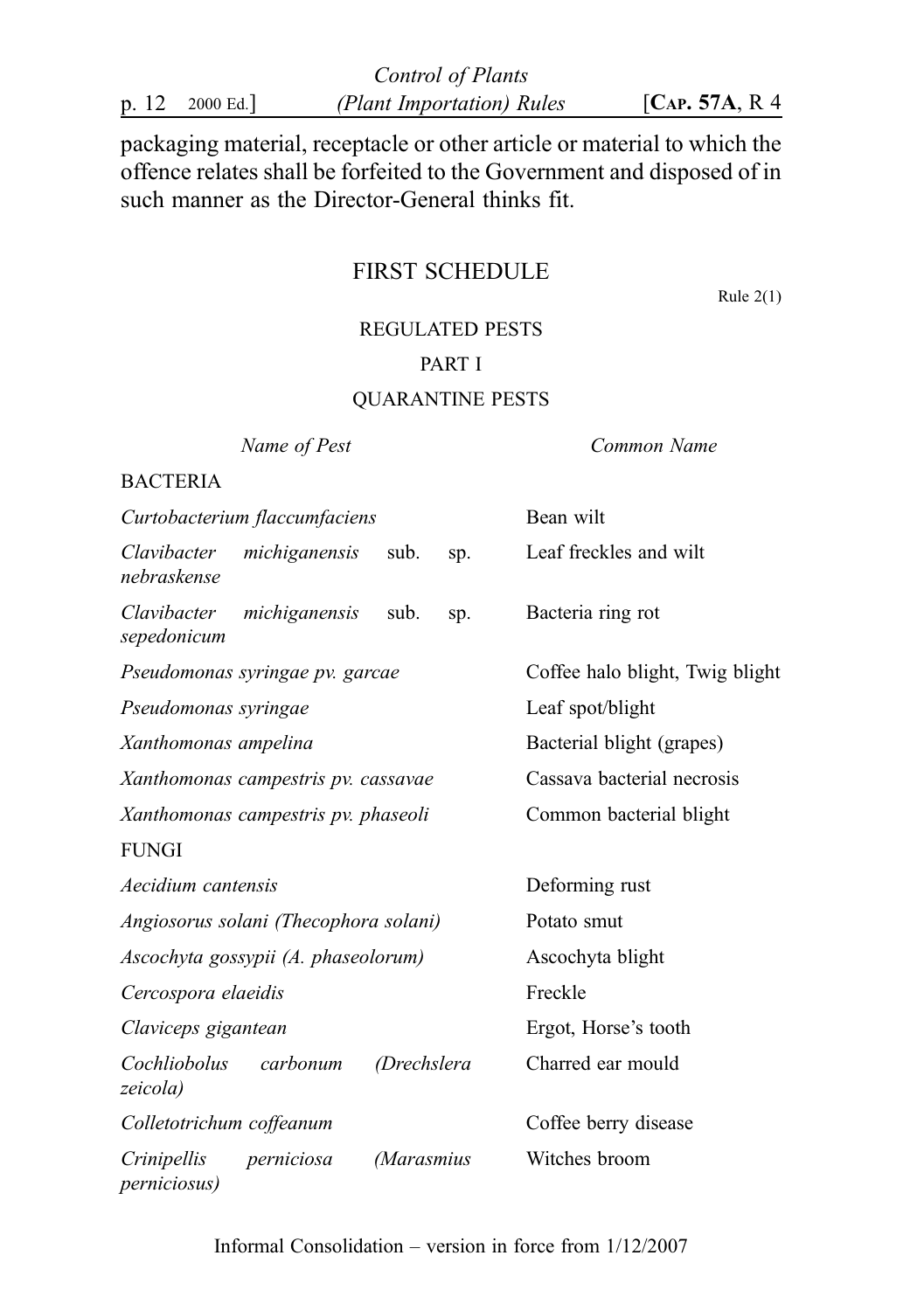packaging material, receptacle or other article or material to which the offence relates shall be forfeited to the Government and disposed of in such manner as the Director-General thinks fit.

## FIRST SCHEDULE

Rule 2(1)

### REGULATED PESTS

### PART I

### QUARANTINE PESTS

| *Name of Pest* | *Common Name* |
| --- | --- |
| BACTERIA | |
| *Curtobacterium flaccumfaciens* | Bean wilt |
| *Clavibacter michiganensis* sub. sp. *nebraskense* | Leaf freckles and wilt |
| *Clavibacter michiganensis* sub. sp. *sepedonicum* | Bacteria ring rot |
| *Pseudomonas syringae pv. garcae* | Coffee halo blight, Twig blight |
| *Pseudomonas syringae* | Leaf spot/blight |
| *Xanthomonas ampelina* | Bacterial blight (grapes) |
| *Xanthomonas campestris pv. cassavae* | Cassava bacterial necrosis |
| *Xanthomonas campestris pv. phaseoli* | Common bacterial blight |
| FUNGI | |
| *Aecidium cantensis* | Deforming rust |
| *Angiosorus solani (Thecophora solani)* | Potato smut |
| *Ascochyta gossypii (A. phaseolorum)* | Ascochyta blight |
| *Cercospora elaeidis* | Freckle |
| *Claviceps gigantean* | Ergot, Horse's tooth |
| *Cochliobolus carbonum (Drechslera zeicola)* | Charred ear mould |
| *Colletotrichum coffeanum* | Coffee berry disease |
| *Crinipellis perniciosa (Marasmius perniciosus)* | Witches broom |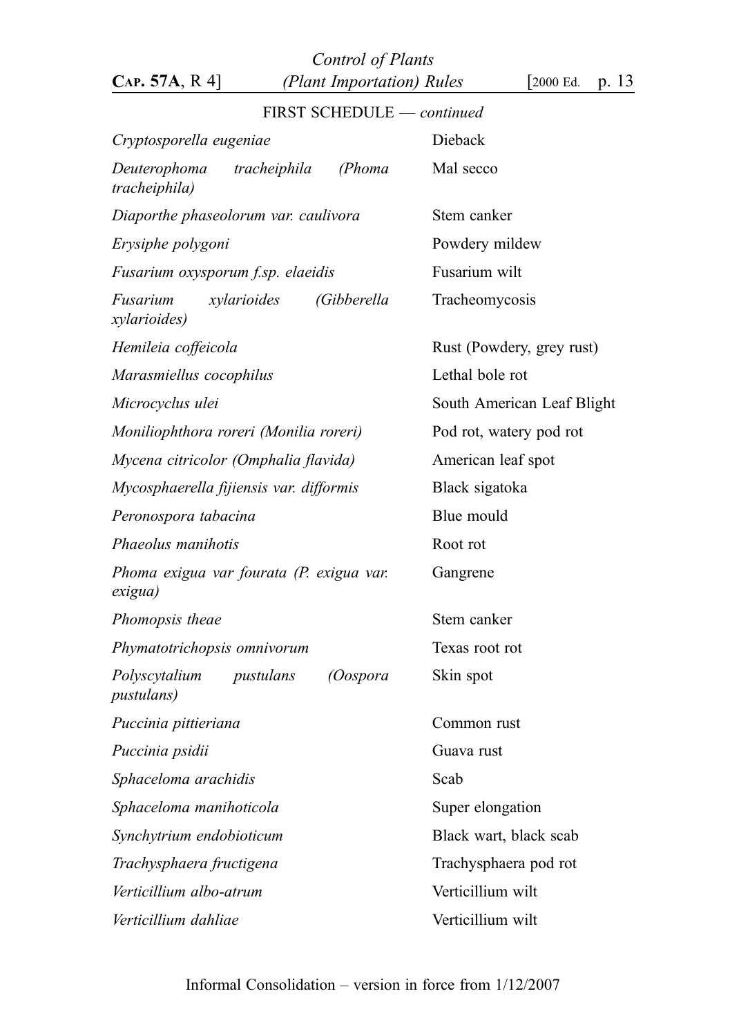FIRST SCHEDULE — *continued*

| | |
|---|---|
| *Cryptosporella eugeniae* | Dieback |
| *Deuterophoma tracheiphila (Phoma tracheiphila)* | Mal secco |
| *Diaporthe phaseolorum var. caulivora* | Stem canker |
| *Erysiphe polygoni* | Powdery mildew |
| *Fusarium oxysporum f.sp. elaeidis* | Fusarium wilt |
| *Fusarium xylarioides (Gibberella xylarioides)* | Tracheomycosis |
| *Hemileia coffeicola* | Rust (Powdery, grey rust) |
| *Marasmiellus cocophilus* | Lethal bole rot |
| *Microcyclus ulei* | South American Leaf Blight |
| *Moniliophthora roreri (Monilia roreri)* | Pod rot, watery pod rot |
| *Mycena citricolor (Omphalia flavida)* | American leaf spot |
| *Mycosphaerella fijiensis var. difformis* | Black sigatoka |
| *Peronospora tabacina* | Blue mould |
| *Phaeolus manihotis* | Root rot |
| *Phoma exigua var fourata (P. exigua var. exigua)* | Gangrene |
| *Phomopsis theae* | Stem canker |
| *Phymatotrichopsis omnivorum* | Texas root rot |
| *Polyscytalium pustulans (Oospora pustulans)* | Skin spot |
| *Puccinia pittieriana* | Common rust |
| *Puccinia psidii* | Guava rust |
| *Sphaceloma arachidis* | Scab |
| *Sphaceloma manihoticola* | Super elongation |
| *Synchytrium endobioticum* | Black wart, black scab |
| *Trachysphaera fructigena* | Trachysphaera pod rot |
| *Verticillium albo-atrum* | Verticillium wilt |
| *Verticillium dahliae* | Verticillium wilt |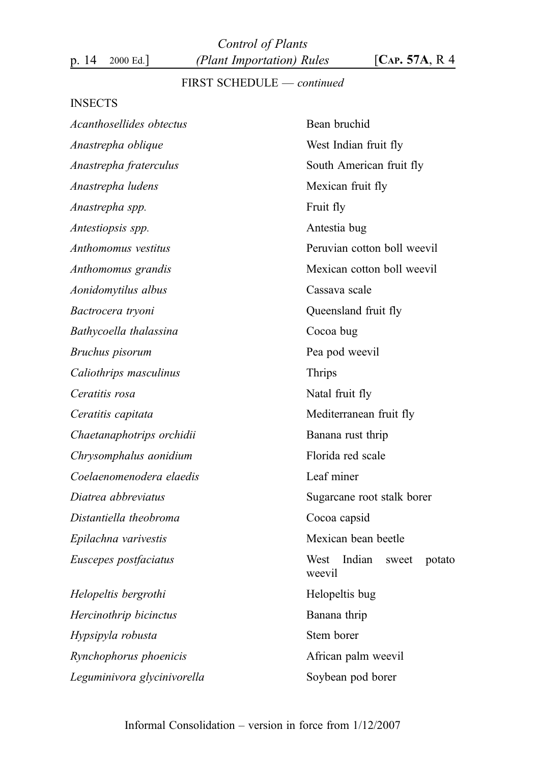FIRST SCHEDULE — *continued*

INSECTS

| | |
|---|---|
| *Acanthosellides obtectus* | Bean bruchid |
| *Anastrepha oblique* | West Indian fruit fly |
| *Anastrepha fraterculus* | South American fruit fly |
| *Anastrepha ludens* | Mexican fruit fly |
| *Anastrepha spp.* | Fruit fly |
| *Antestiopsis spp.* | Antesia bug |
| *Anthomomus vestitus* | Peruvian cotton boll weevil |
| *Anthomomus grandis* | Mexican cotton boll weevil |
| *Aonidomytilus albus* | Cassava scale |
| *Bactrocera tryoni* | Queensland fruit fly |
| *Bathycoella thalassina* | Cocoa bug |
| *Bruchus pisorum* | Pea pod weevil |
| *Caliothrips masculinus* | Thrips |
| *Ceratitis rosa* | Natal fruit fly |
| *Ceratitis capitata* | Mediterranean fruit fly |
| *Chaetanaphotrips orchidii* | Banana rust thrip |
| *Chrysomphalus aonidium* | Florida red scale |
| *Coelaenomenodera elaedis* | Leaf miner |
| *Diatrea abbreviatus* | Sugarcane root stalk borer |
| *Distantiella theobroma* | Cocoa capsid |
| *Epilachna varivestis* | Mexican bean beetle |
| *Euscepes postfaciatus* | West Indian sweet potato weevil |
| *Helopeltis bergrothi* | Helopeltis bug |
| *Hercinothrip bicinctus* | Banana thrip |
| *Hypsipyla robusta* | Stem borer |
| *Rynchophorus phoenicis* | African palm weevil |
| *Leguminivora glycinivorella* | Soybean pod borer |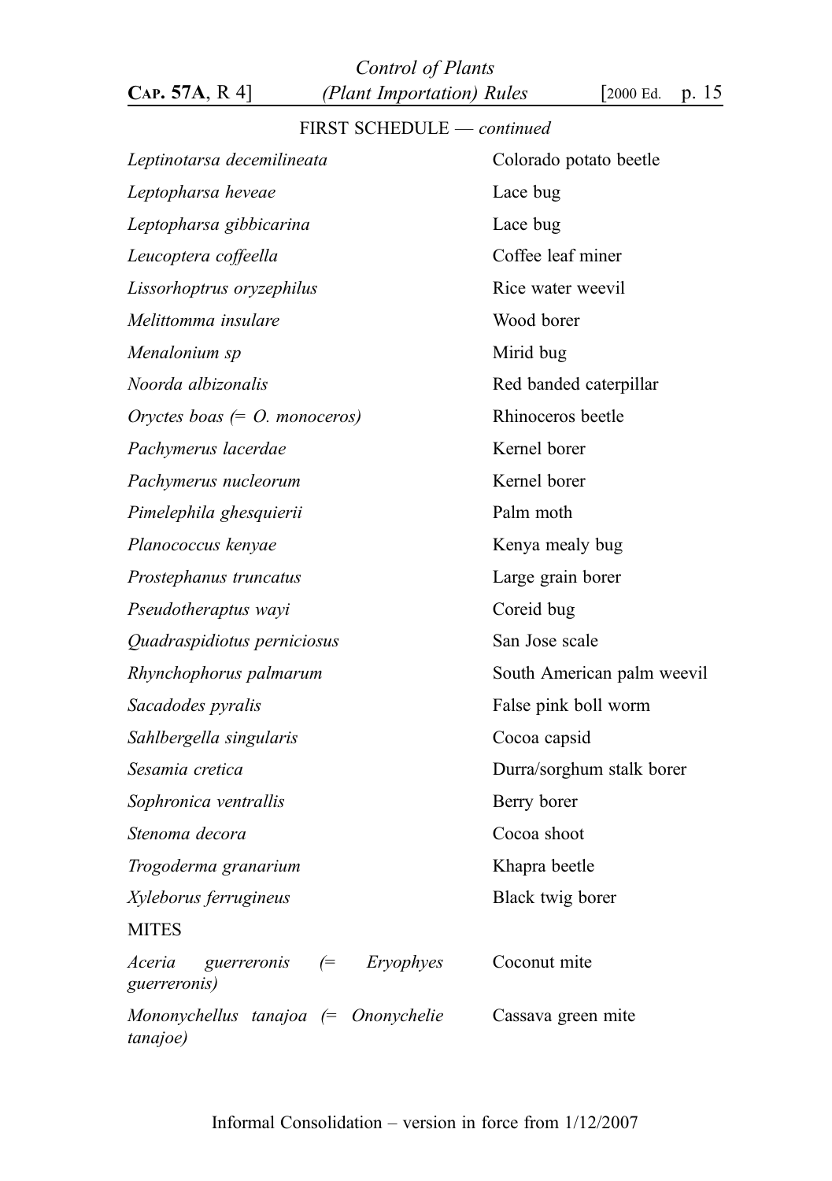FIRST SCHEDULE — *continued*

| | |
|---|---|
| *Leptinotarsa decemilineata* | Colorado potato beetle |
| *Leptopharsa heveae* | Lace bug |
| *Leptopharsa gibbicarina* | Lace bug |
| *Leucoptera coffeella* | Coffee leaf miner |
| *Lissorhoptrus oryzephilus* | Rice water weevil |
| *Melittomma insulare* | Wood borer |
| *Menalonium sp* | Mirid bug |
| *Noorda albizonalis* | Red banded caterpillar |
| *Oryctes boas (= O. monoceros)* | Rhinoceros beetle |
| *Pachymerus lacerdae* | Kernel borer |
| *Pachymerus nucleorum* | Kernel borer |
| *Pimelephila ghesquierii* | Palm moth |
| *Planococcus kenyae* | Kenya mealy bug |
| *Prostephanus truncatus* | Large grain borer |
| *Pseudotheraptus wayi* | Coreid bug |
| *Quadraspidiotus perniciosus* | San Jose scale |
| *Rhynchophorus palmarum* | South American palm weevil |
| *Sacadodes pyralis* | False pink boll worm |
| *Sahlbergella singularis* | Cocoa capsid |
| *Sesamia cretica* | Durra/sorghum stalk borer |
| *Sophronica ventrallis* | Berry borer |
| *Stenoma decora* | Cocoa shoot |
| *Trogoderma granarium* | Khapra beetle |
| *Xyleborus ferrugineus* | Black twig borer |
| MITES | |
| *Aceria guerreronis (= Eryophyes guerreronis)* | Coconut mite |
| *Mononychellus tanajoa (= Ononychelie tanajoe)* | Cassava green mite |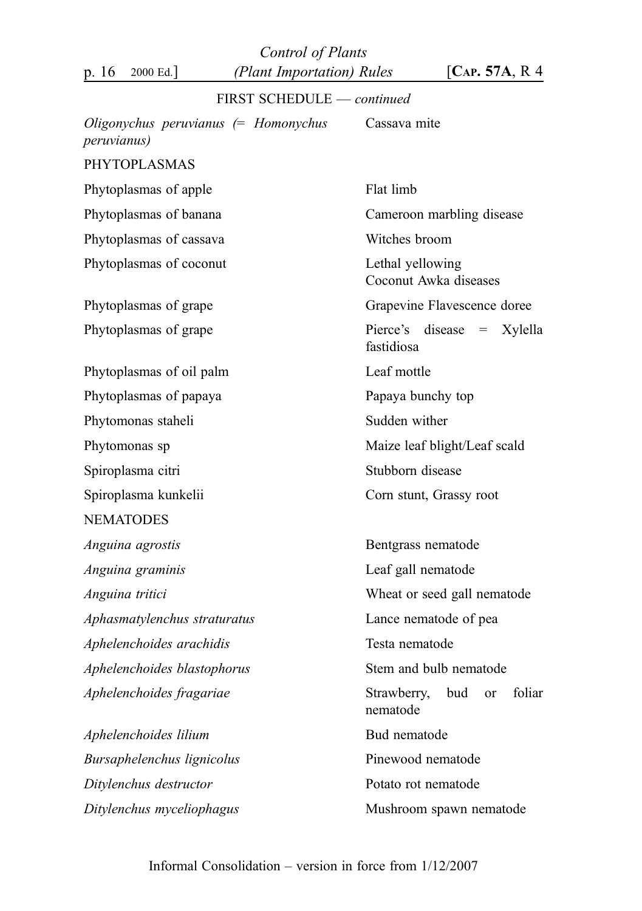FIRST SCHEDULE — *continued*

| | |
|---|---|
| *Oligonychus peruvianus (= Homonychus peruvianus)* | Cassava mite |
| PHYTOPLASMAS | |
| Phytoplasmas of apple | Flat limb |
| Phytoplasmas of banana | Cameroon marbling disease |
| Phytoplasmas of cassava | Witches broom |
| Phytoplasmas of coconut | Lethal yellowing<br>Coconut Awka diseases |
| Phytoplasmas of grape | Grapevine Flavescence doree |
| Phytoplasmas of grape | Pierce's disease = Xylella fastidiosa |
| Phytoplasmas of oil palm | Leaf mottle |
| Phytoplasmas of papaya | Papaya bunchy top |
| Phytomonas staheli | Sudden wither |
| Phytomonas sp | Maize leaf blight/Leaf scald |
| Spiroplasma citri | Stubborn disease |
| Spiroplasma kunkelii | Corn stunt, Grassy root |
| NEMATODES | |
| *Anguina agrostis* | Bentgrass nematode |
| *Anguina graminis* | Leaf gall nematode |
| *Anguina tritici* | Wheat or seed gall nematode |
| *Aphasmatylenchus straturatus* | Lance nematode of pea |
| *Aphelenchoides arachidis* | Testa nematode |
| *Aphelenchoides blastophorus* | Stem and bulb nematode |
| *Aphelenchoides fragariae* | Strawberry, bud or foliar nematode |
| *Aphelenchoides lilium* | Bud nematode |
| *Bursaphelenchus lignicolus* | Pinewood nematode |
| *Ditylenchus destructor* | Potato rot nematode |
| *Ditylenchus myceliophagus* | Mushroom spawn nematode |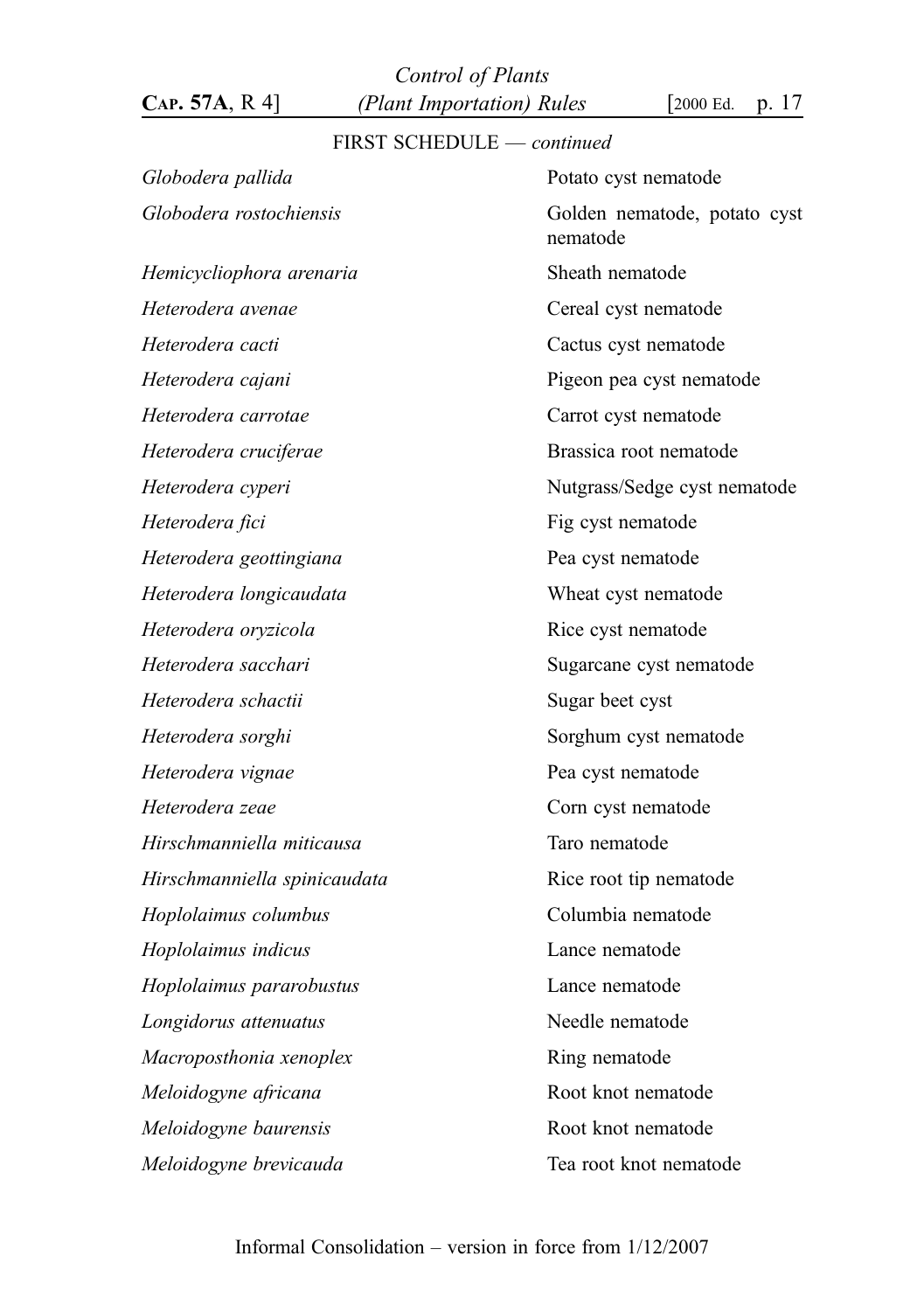FIRST SCHEDULE — *continued*

| | |
|---|---|
| *Globodera pallida* | Potato cyst nematode |
| *Globodera rostochiensis* | Golden nematode, potato cyst nematode |
| *Hemicycliophora arenaria* | Sheath nematode |
| *Heterodera avenae* | Cereal cyst nematode |
| *Heterodera cacti* | Cactus cyst nematode |
| *Heterodera cajani* | Pigeon pea cyst nematode |
| *Heterodera carrotae* | Carrot cyst nematode |
| *Heterodera cruciferae* | Brassica root nematode |
| *Heterodera cyperi* | Nutgrass/Sedge cyst nematode |
| *Heterodera fici* | Fig cyst nematode |
| *Heterodera geottingiana* | Pea cyst nematode |
| *Heterodera longicaudata* | Wheat cyst nematode |
| *Heterodera oryzicola* | Rice cyst nematode |
| *Heterodera sacchari* | Sugarcane cyst nematode |
| *Heterodera schactii* | Sugar beet cyst |
| *Heterodera sorghi* | Sorghum cyst nematode |
| *Heterodera vignae* | Pea cyst nematode |
| *Heterodera zeae* | Corn cyst nematode |
| *Hirschmanniella miticausa* | Taro nematode |
| *Hirschmanniella spinicaudata* | Rice root tip nematode |
| *Hoplolaimus columbus* | Columbia nematode |
| *Hoplolaimus indicus* | Lance nematode |
| *Hoplolaimus pararobustus* | Lance nematode |
| *Longidorus attenuatus* | Needle nematode |
| *Macroposthonia xenoplex* | Ring nematode |
| *Meloidogyne africana* | Root knot nematode |
| *Meloidogyne baurensis* | Root knot nematode |
| *Meloidogyne brevicauda* | Tea root knot nematode |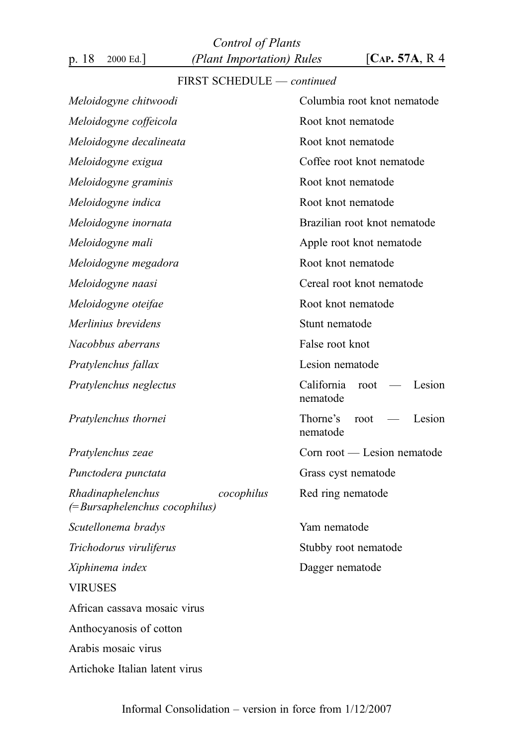FIRST SCHEDULE — *continued*

| | |
|---|---|
| *Meloidogyne chitwoodi* | Columbia root knot nematode |
| *Meloidogyne coffeicola* | Root knot nematode |
| *Meloidogyne decalineata* | Root knot nematode |
| *Meloidogyne exigua* | Coffee root knot nematode |
| *Meloidogyne graminis* | Root knot nematode |
| *Meloidogyne indica* | Root knot nematode |
| *Meloidogyne inornata* | Brazilian root knot nematode |
| *Meloidogyne mali* | Apple root knot nematode |
| *Meloidogyne megadora* | Root knot nematode |
| *Meloidogyne naasi* | Cereal root knot nematode |
| *Meloidogyne oteifae* | Root knot nematode |
| *Merlinius brevidens* | Stunt nematode |
| *Nacobbus aberrans* | False root knot |
| *Pratylenchus fallax* | Lesion nematode |
| *Pratylenchus neglectus* | California root — Lesion nematode |
| *Pratylenchus thornei* | Thorne's root — Lesion nematode |
| *Pratylenchus zeae* | Corn root — Lesion nematode |
| *Punctodera punctata* | Grass cyst nematode |
| *Rhadinaphelenchus cocophilus (=Bursaphelenchus cocophilus)* | Red ring nematode |
| *Scutellonema bradys* | Yam nematode |
| *Trichodorus viruliferus* | Stubby root nematode |
| *Xiphinema index* | Dagger nematode |

VIRUSES

African cassava mosaic virus

Anthocyanosis of cotton

Arabis mosaic virus

Artichoke Italian latent virus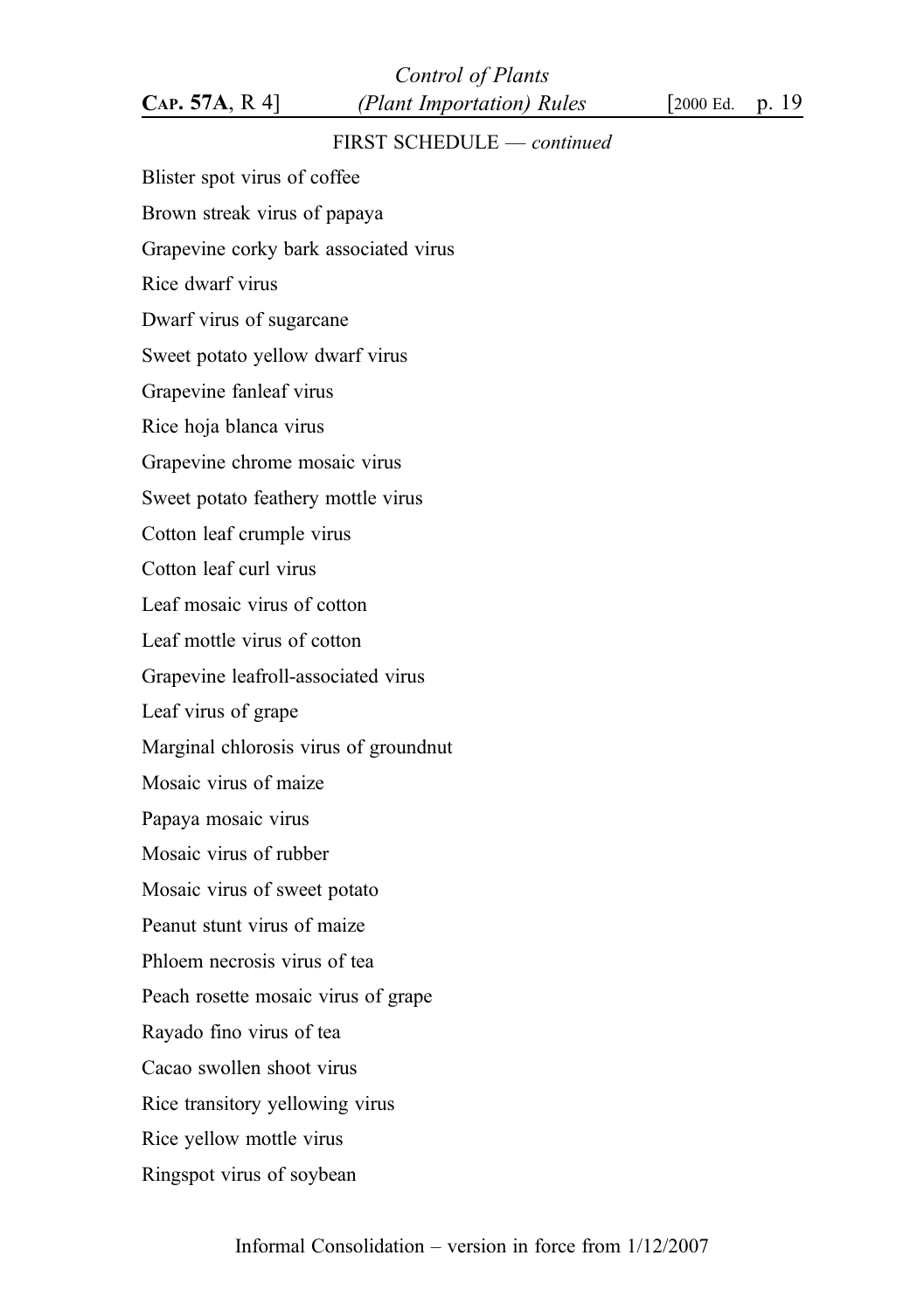FIRST SCHEDULE — *continued*

Blister spot virus of coffee

Brown streak virus of papaya

Grapevine corky bark associated virus

Rice dwarf virus

Dwarf virus of sugarcane

Sweet potato yellow dwarf virus

Grapevine fanleaf virus

Rice hoja blanca virus

Grapevine chrome mosaic virus

Sweet potato feathery mottle virus

Cotton leaf crumple virus

Cotton leaf curl virus

Leaf mosaic virus of cotton

Leaf mottle virus of cotton

Grapevine leafroll-associated virus

Leaf virus of grape

Marginal chlorosis virus of groundnut

Mosaic virus of maize

Papaya mosaic virus

Mosaic virus of rubber

Mosaic virus of sweet potato

Peanut stunt virus of maize

Phloem necrosis virus of tea

Peach rosette mosaic virus of grape

Rayado fino virus of tea

Cacao swollen shoot virus

Rice transitory yellowing virus

Rice yellow mottle virus

Ringspot virus of soybean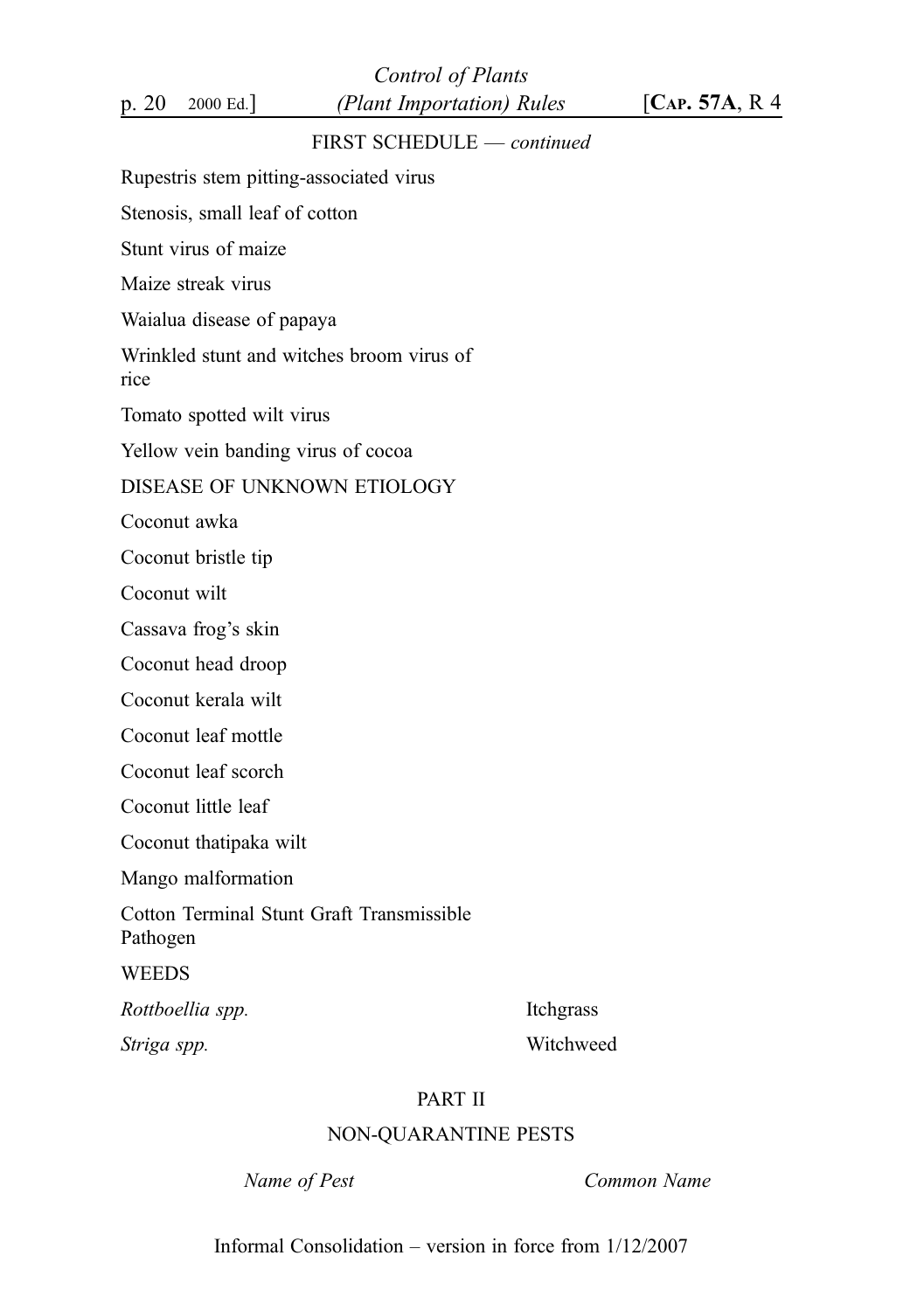FIRST SCHEDULE — *continued*

Rupestris stem pitting-associated virus

Stenosis, small leaf of cotton

Stunt virus of maize

Maize streak virus

Waialua disease of papaya

Wrinkled stunt and witches broom virus of rice

Tomato spotted wilt virus

Yellow vein banding virus of cocoa

DISEASE OF UNKNOWN ETIOLOGY

Coconut awka

Coconut bristle tip

Coconut wilt

Cassava frog's skin

Coconut head droop

Coconut kerala wilt

Coconut leaf mottle

Coconut leaf scorch

Coconut little leaf

Coconut thatipaka wilt

Mango malformation

Cotton Terminal Stunt Graft Transmissible Pathogen

WEEDS

| | |
|---|---|
| *Rottboellia spp.* | Itchgrass |
| *Striga spp.* | Witchweed |

## PART II

## NON-QUARANTINE PESTS

| *Name of Pest* | *Common Name* |
|---|---|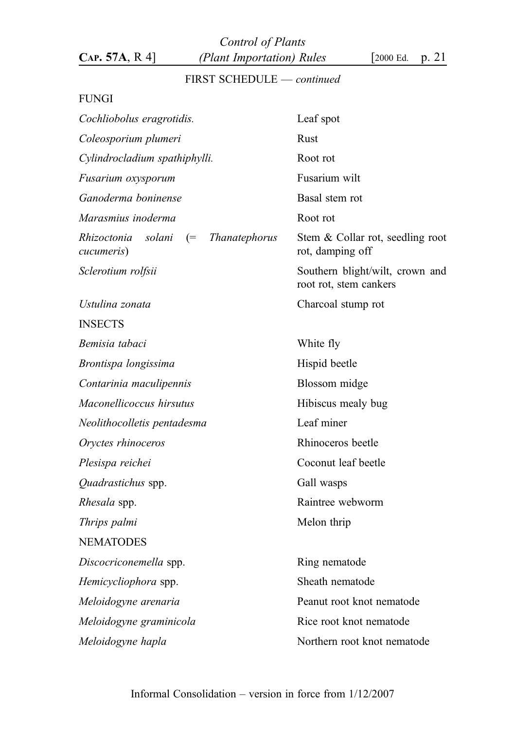FIRST SCHEDULE — *continued*

FUNGI

| | |
|---|---|
| *Cochliobolus eragrotidis.* | Leaf spot |
| *Coleosporium plumeri* | Rust |
| *Cylindrocladium spathiphylli.* | Root rot |
| *Fusarium oxysporum* | Fusarium wilt |
| *Ganoderma boninense* | Basal stem rot |
| *Marasmius inoderma* | Root rot |
| *Rhizoctonia solani* (= *Thanatephorus cucumeris*) | Stem & Collar rot, seedling root rot, damping off |
| *Sclerotium rolfsii* | Southern blight/wilt, crown and root rot, stem cankers |
| *Ustulina zonata* | Charcoal stump rot |

INSECTS

| | |
|---|---|
| *Bemisia tabaci* | White fly |
| *Brontispa longissima* | Hispid beetle |
| *Contarinia maculipennis* | Blossom midge |
| *Maconellicoccus hirsutus* | Hibiscus mealy bug |
| *Neolithocolletis pentadesma* | Leaf miner |
| *Oryctes rhinoceros* | Rhinoceros beetle |
| *Plesispa reichei* | Coconut leaf beetle |
| *Quadrastichus* spp. | Gall wasps |
| *Rhesala* spp. | Raintree webworm |
| *Thrips palmi* | Melon thrip |

NEMATODES

| | |
|---|---|
| *Discocriconemella* spp. | Ring nematode |
| *Hemicycliophora* spp. | Sheath nematode |
| *Meloidogyne arenaria* | Peanut root knot nematode |
| *Meloidogyne graminicola* | Rice root knot nematode |
| *Meloidogyne hapla* | Northern root knot nematode |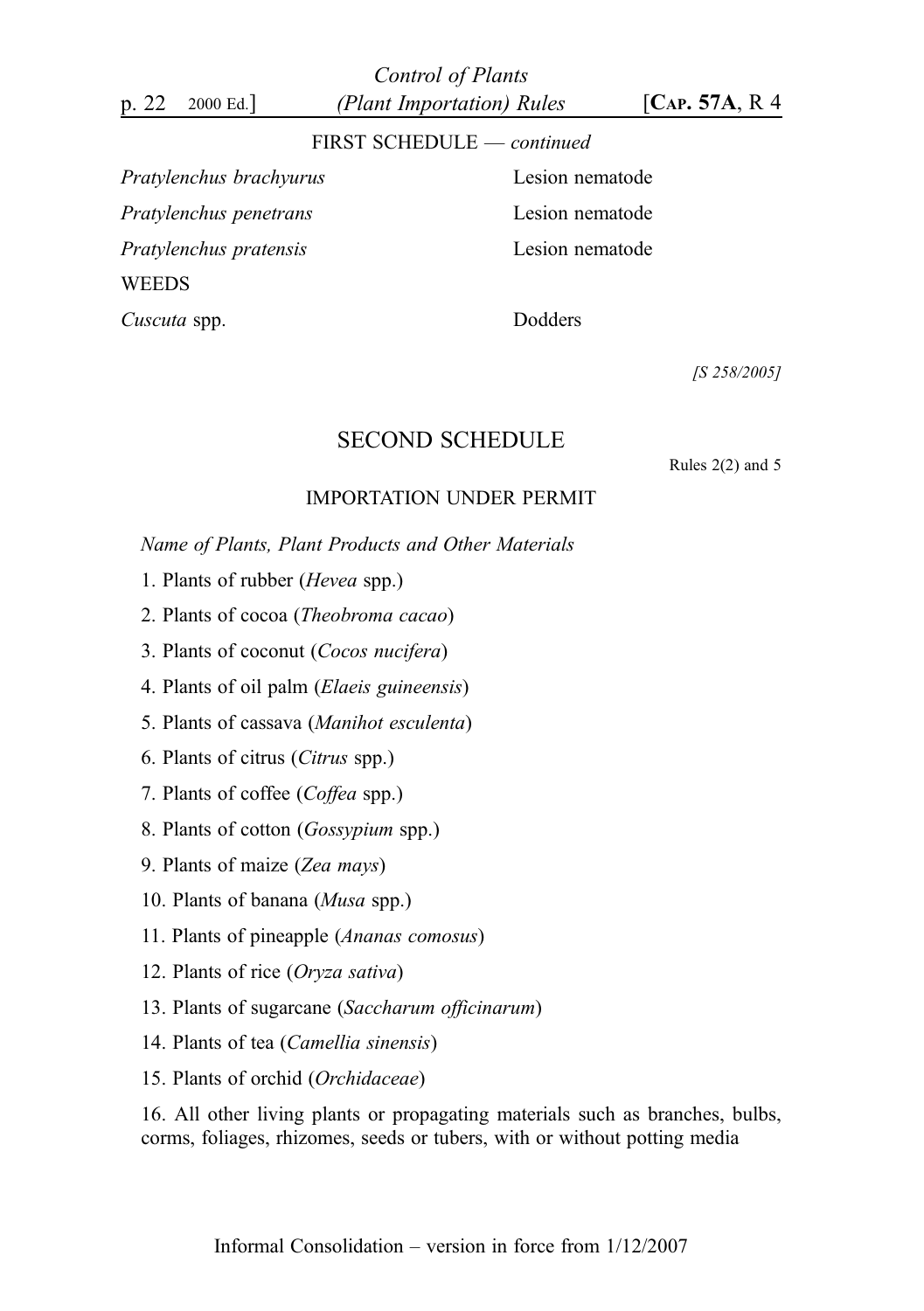FIRST SCHEDULE — *continued*

| | |
|---|---|
| *Pratylenchus brachyurus* | Lesion nematode |
| *Pratylenchus penetrans* | Lesion nematode |
| *Pratylenchus pratensis* | Lesion nematode |
| WEEDS | |
| *Cuscuta* spp. | Dodders |

*[S 258/2005]*

## SECOND SCHEDULE

Rules 2(2) and 5

### IMPORTATION UNDER PERMIT

*Name of Plants, Plant Products and Other Materials*

1. Plants of rubber (*Hevea* spp.)

2. Plants of cocoa (*Theobroma cacao*)

3. Plants of coconut (*Cocos nucifera*)

4. Plants of oil palm (*Elaeis guineensis*)

5. Plants of cassava (*Manihot esculenta*)

6. Plants of citrus (*Citrus* spp.)

7. Plants of coffee (*Coffea* spp.)

8. Plants of cotton (*Gossypium* spp.)

9. Plants of maize (*Zea mays*)

10. Plants of banana (*Musa* spp.)

11. Plants of pineapple (*Ananas comosus*)

12. Plants of rice (*Oryza sativa*)

13. Plants of sugarcane (*Saccharum officinarum*)

14. Plants of tea (*Camellia sinensis*)

15. Plants of orchid (*Orchidaceae*)

16. All other living plants or propagating materials such as branches, bulbs, corms, foliages, rhizomes, seeds or tubers, with or without potting media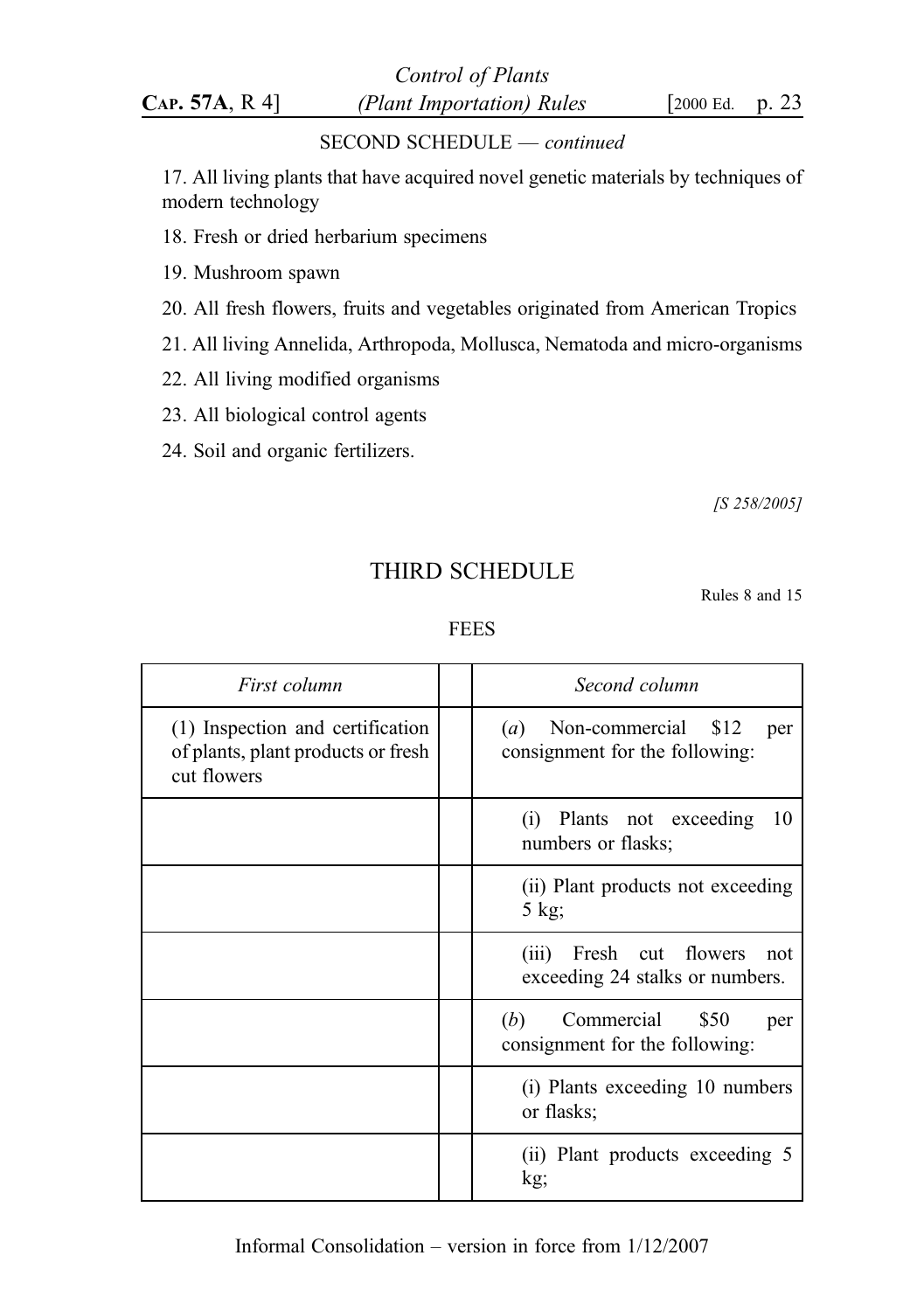SECOND SCHEDULE — *continued*

17. All living plants that have acquired novel genetic materials by techniques of modern technology

18. Fresh or dried herbarium specimens

19. Mushroom spawn

20. All fresh flowers, fruits and vegetables originated from American Tropics

21. All living Annelida, Arthropoda, Mollusca, Nematoda and micro-organisms

22. All living modified organisms

23. All biological control agents

24. Soil and organic fertilizers.

*[S 258/2005]*

## THIRD SCHEDULE

Rules 8 and 15

FEES

| *First column* | | *Second column* |
|---|---|---|
| (1) Inspection and certification of plants, plant products or fresh cut flowers | | (*a*) Non-commercial $12 per consignment for the following: |
| | | (i) Plants not exceeding 10 numbers or flasks; |
| | | (ii) Plant products not exceeding 5 kg; |
| | | (iii) Fresh cut flowers not exceeding 24 stalks or numbers. |
| | | (*b*) Commercial $50 per consignment for the following: |
| | | (i) Plants exceeding 10 numbers or flasks; |
| | | (ii) Plant products exceeding 5 kg; |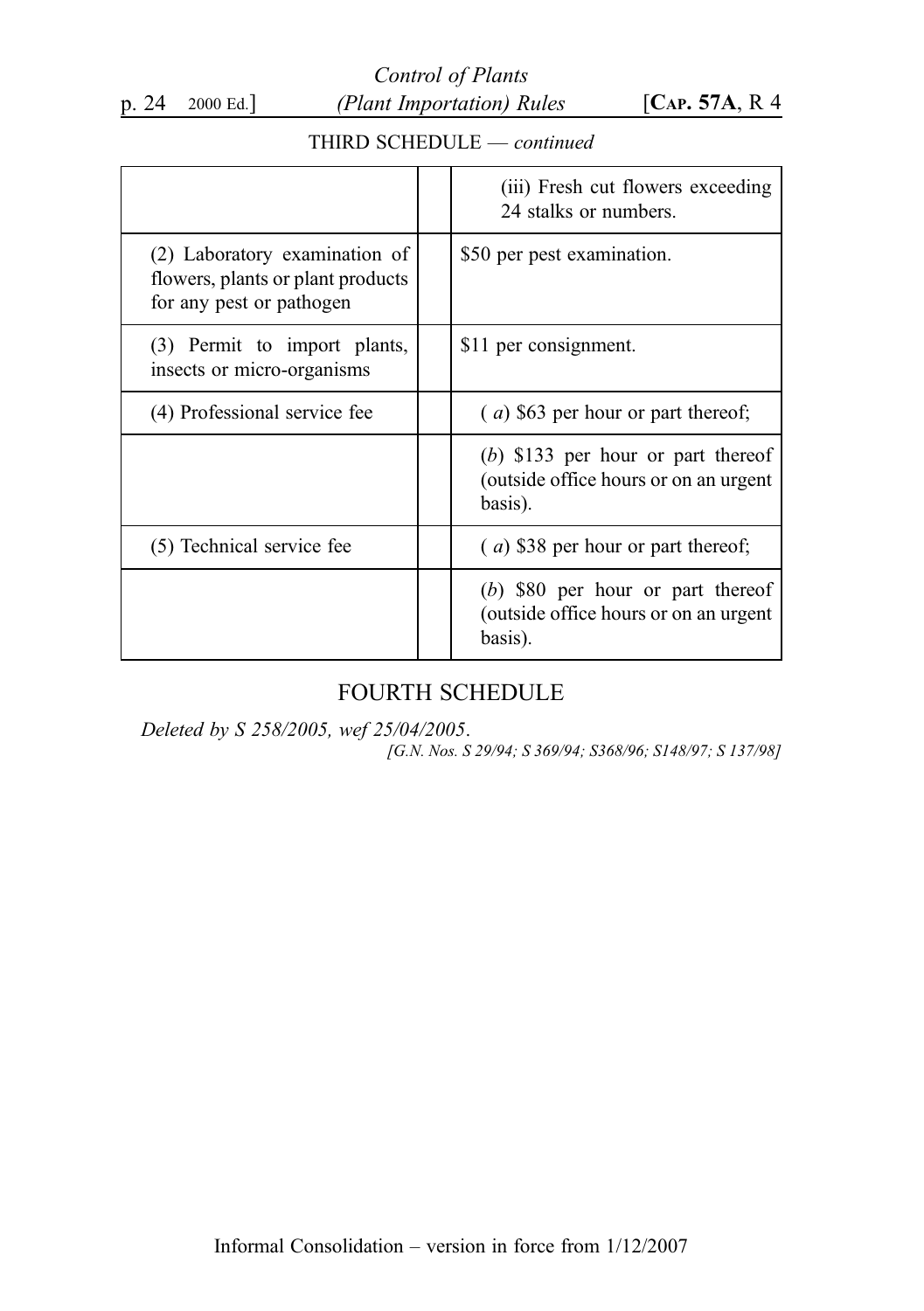THIRD SCHEDULE — *continued*

| | | |
|---|---|---|
| | | (iii) Fresh cut flowers exceeding 24 stalks or numbers. |
| (2) Laboratory examination of flowers, plants or plant products for any pest or pathogen | | $50 per pest examination. |
| (3) Permit to import plants, insects or micro-organisms | | $11 per consignment. |
| (4) Professional service fee | | (*a*) $63 per hour or part thereof; |
| | | (*b*) $133 per hour or part thereof (outside office hours or on an urgent basis). |
| (5) Technical service fee | | (*a*) $38 per hour or part thereof; |
| | | (*b*) $80 per hour or part thereof (outside office hours or on an urgent basis). |

## FOURTH SCHEDULE

*Deleted by S 258/2005, wef 25/04/2005.*

*[G.N. Nos. S 29/94; S 369/94; S368/96; S148/97; S 137/98]*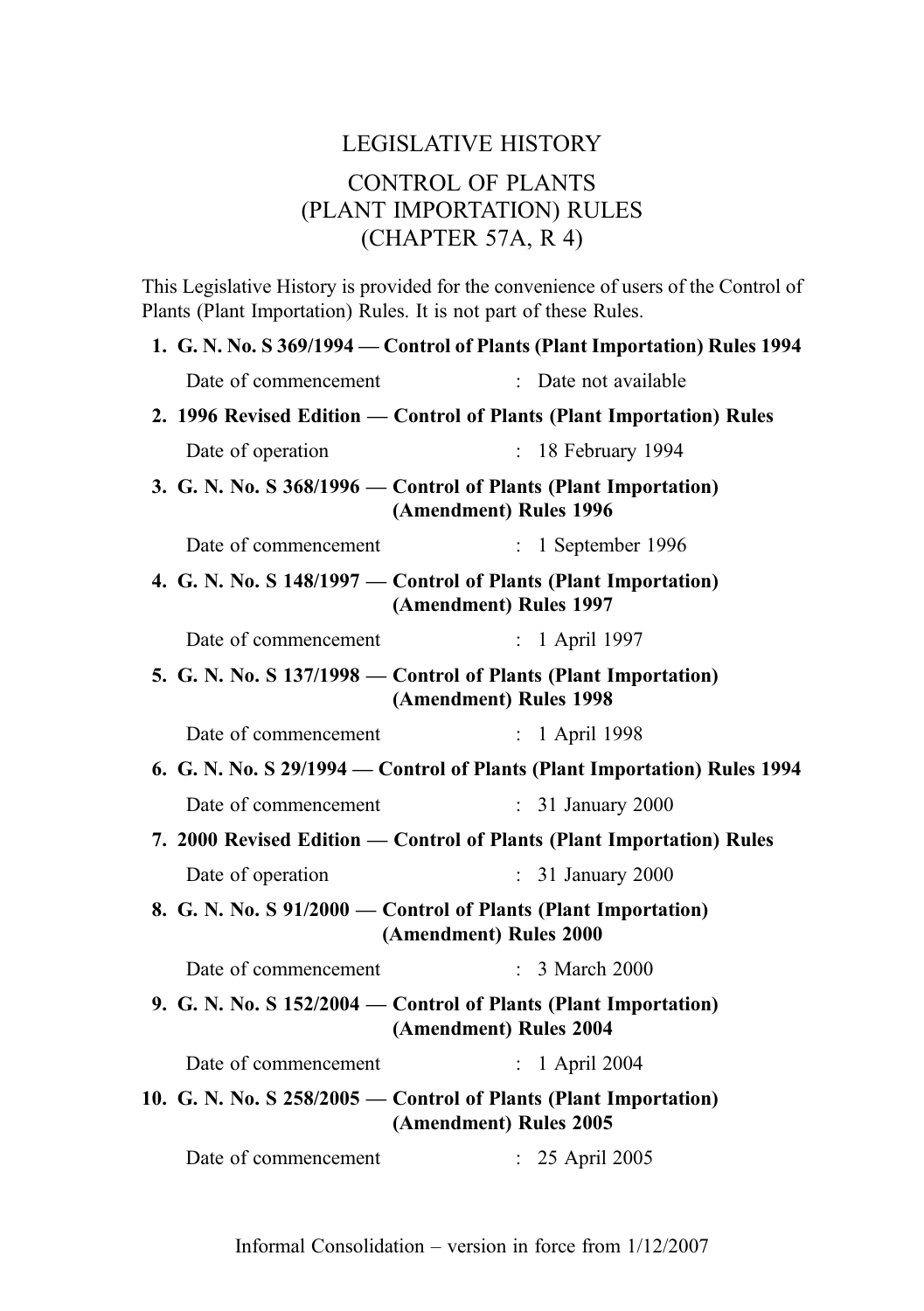# LEGISLATIVE HISTORY

## CONTROL OF PLANTS (PLANT IMPORTATION) RULES (CHAPTER 57A, R 4)

This Legislative History is provided for the convenience of users of the Control of Plants (Plant Importation) Rules. It is not part of these Rules.

**1. G. N. No. S 369/1994 — Control of Plants (Plant Importation) Rules 1994**

Date of commencement : Date not available

**2. 1996 Revised Edition — Control of Plants (Plant Importation) Rules**

Date of operation : 18 February 1994

**3. G. N. No. S 368/1996 — Control of Plants (Plant Importation) (Amendment) Rules 1996**

Date of commencement : 1 September 1996

**4. G. N. No. S 148/1997 — Control of Plants (Plant Importation) (Amendment) Rules 1997**

Date of commencement : 1 April 1997

**5. G. N. No. S 137/1998 — Control of Plants (Plant Importation) (Amendment) Rules 1998**

Date of commencement : 1 April 1998

**6. G. N. No. S 29/1994 — Control of Plants (Plant Importation) Rules 1994**

Date of commencement : 31 January 2000

**7. 2000 Revised Edition — Control of Plants (Plant Importation) Rules**

Date of operation : 31 January 2000

**8. G. N. No. S 91/2000 — Control of Plants (Plant Importation) (Amendment) Rules 2000**

Date of commencement : 3 March 2000

**9. G. N. No. S 152/2004 — Control of Plants (Plant Importation) (Amendment) Rules 2004**

Date of commencement : 1 April 2004

**10. G. N. No. S 258/2005 — Control of Plants (Plant Importation) (Amendment) Rules 2005**

Date of commencement : 25 April 2005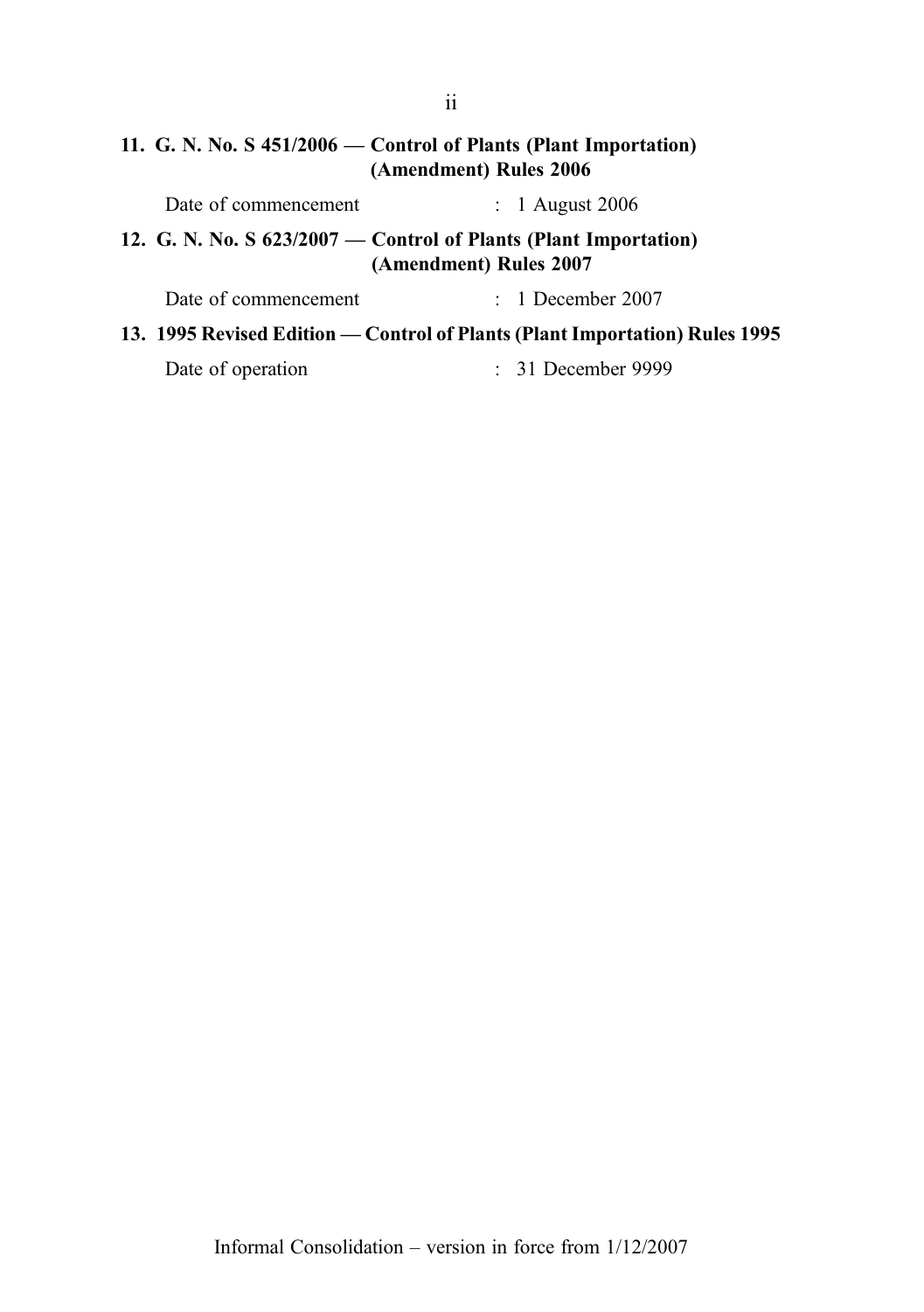**11. G. N. No. S 451/2006 — Control of Plants (Plant Importation) (Amendment) Rules 2006**

Date of commencement : 1 August 2006

**12. G. N. No. S 623/2007 — Control of Plants (Plant Importation) (Amendment) Rules 2007**

Date of commencement : 1 December 2007

**13. 1995 Revised Edition — Control of Plants (Plant Importation) Rules 1995**

Date of operation : 31 December 9999